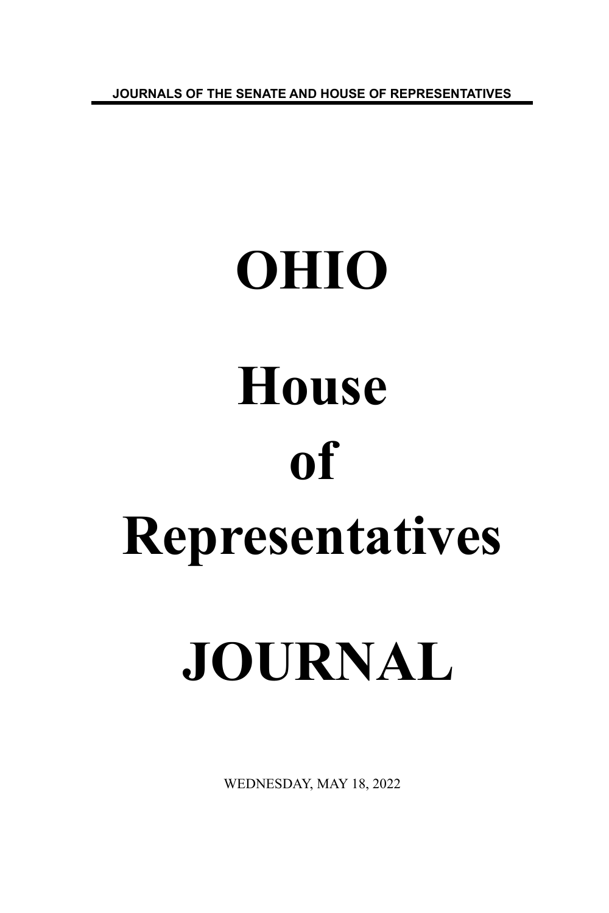JOURNALS OF THE SENATE AND HOUSE OF REPRESENTATIVES

# OHIO

# House of Representatives

# JOURNAL

WEDNESDAY, MAY 18, 2022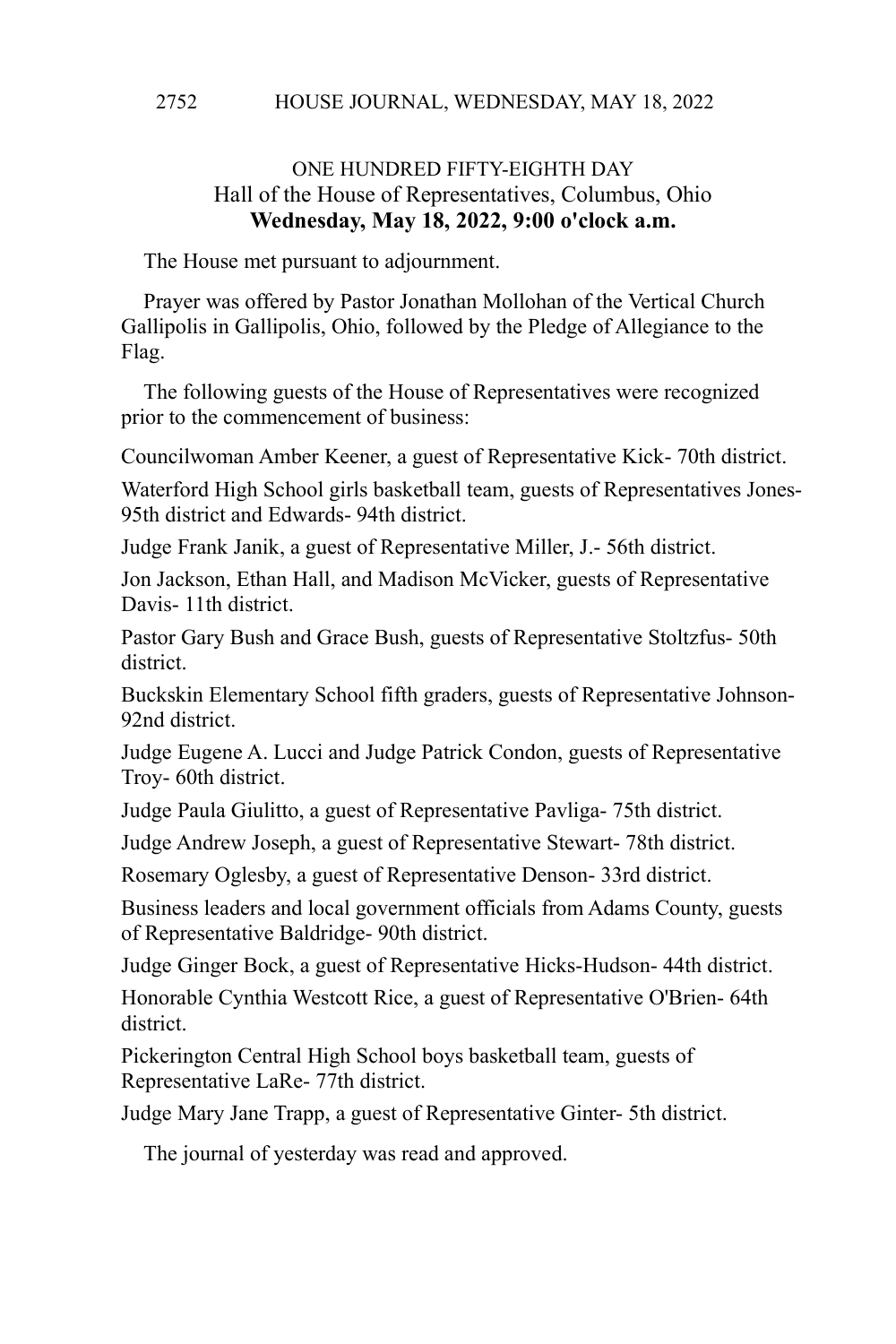ONE HUNDRED FIFTY-EIGHTH DAY
Hall of the House of Representatives, Columbus, Ohio
**Wednesday, May 18, 2022, 9:00 o'clock a.m.**

The House met pursuant to adjournment.

Prayer was offered by Pastor Jonathan Mollohan of the Vertical Church Gallipolis in Gallipolis, Ohio, followed by the Pledge of Allegiance to the Flag.

The following guests of the House of Representatives were recognized prior to the commencement of business:

Councilwoman Amber Keener, a guest of Representative Kick- 70th district.

Waterford High School girls basketball team, guests of Representatives Jones- 95th district and Edwards- 94th district.

Judge Frank Janik, a guest of Representative Miller, J.- 56th district.

Jon Jackson, Ethan Hall, and Madison McVicker, guests of Representative Davis- 11th district.

Pastor Gary Bush and Grace Bush, guests of Representative Stoltzfus- 50th district.

Buckskin Elementary School fifth graders, guests of Representative Johnson- 92nd district.

Judge Eugene A. Lucci and Judge Patrick Condon, guests of Representative Troy- 60th district.

Judge Paula Giulitto, a guest of Representative Pavliga- 75th district.

Judge Andrew Joseph, a guest of Representative Stewart- 78th district.

Rosemary Oglesby, a guest of Representative Denson- 33rd district.

Business leaders and local government officials from Adams County, guests of Representative Baldridge- 90th district.

Judge Ginger Bock, a guest of Representative Hicks-Hudson- 44th district.

Honorable Cynthia Westcott Rice, a guest of Representative O'Brien- 64th district.

Pickerington Central High School boys basketball team, guests of Representative LaRe- 77th district.

Judge Mary Jane Trapp, a guest of Representative Ginter- 5th district.

The journal of yesterday was read and approved.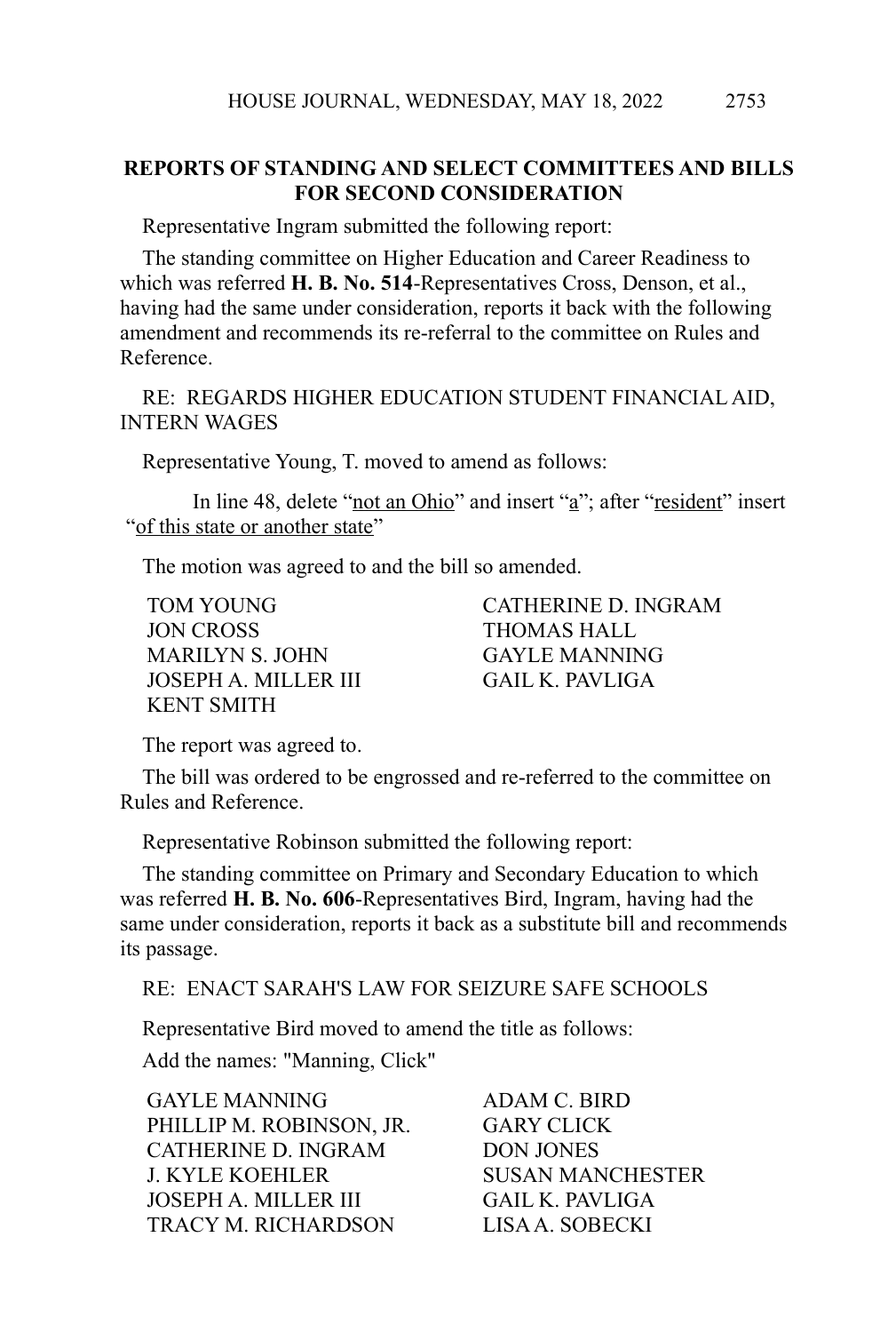## REPORTS OF STANDING AND SELECT COMMITTEES AND BILLS FOR SECOND CONSIDERATION

Representative Ingram submitted the following report:

The standing committee on Higher Education and Career Readiness to which was referred **H. B. No. 514**-Representatives Cross, Denson, et al., having had the same under consideration, reports it back with the following amendment and recommends its re-referral to the committee on Rules and Reference.

RE: REGARDS HIGHER EDUCATION STUDENT FINANCIAL AID, INTERN WAGES

Representative Young, T. moved to amend as follows:

In line 48, delete "not an Ohio" and insert "a"; after "resident" insert "of this state or another state"

The motion was agreed to and the bill so amended.

TOM YOUNG
CATHERINE D. INGRAM
JON CROSS
THOMAS HALL
MARILYN S. JOHN
GAYLE MANNING
JOSEPH A. MILLER III
GAIL K. PAVLIGA
KENT SMITH

The report was agreed to.

The bill was ordered to be engrossed and re-referred to the committee on Rules and Reference.

Representative Robinson submitted the following report:

The standing committee on Primary and Secondary Education to which was referred **H. B. No. 606**-Representatives Bird, Ingram, having had the same under consideration, reports it back as a substitute bill and recommends its passage.

RE: ENACT SARAH'S LAW FOR SEIZURE SAFE SCHOOLS

Representative Bird moved to amend the title as follows:

Add the names: "Manning, Click"

GAYLE MANNING
ADAM C. BIRD
PHILLIP M. ROBINSON, JR.
GARY CLICK
CATHERINE D. INGRAM
DON JONES
J. KYLE KOEHLER
SUSAN MANCHESTER
JOSEPH A. MILLER III
GAIL K. PAVLIGA
TRACY M. RICHARDSON
LISA A. SOBECKI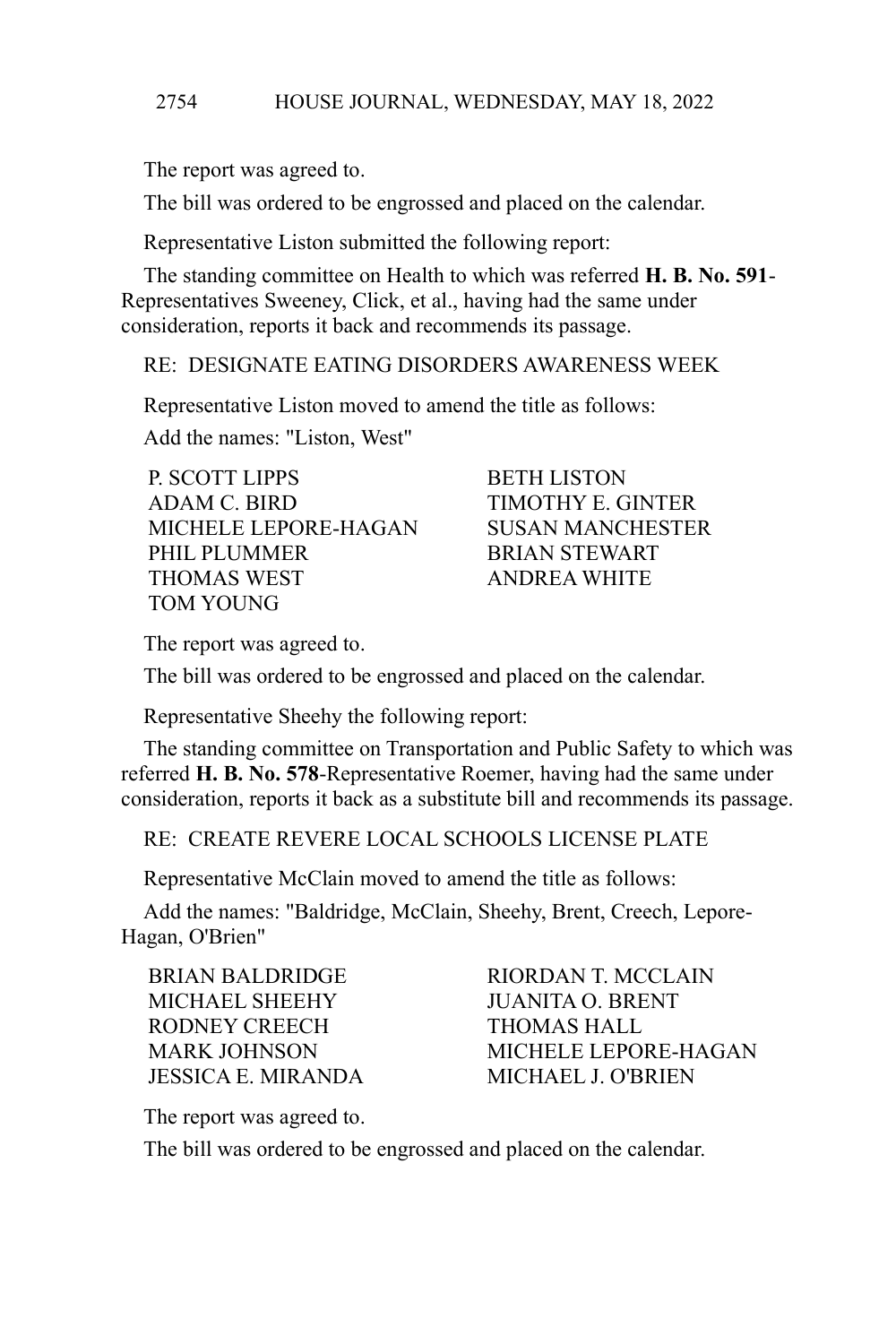The report was agreed to.

The bill was ordered to be engrossed and placed on the calendar.

Representative Liston submitted the following report:

The standing committee on Health to which was referred **H. B. No. 591**-Representatives Sweeney, Click, et al., having had the same under consideration, reports it back and recommends its passage.

RE: DESIGNATE EATING DISORDERS AWARENESS WEEK

Representative Liston moved to amend the title as follows:

Add the names: "Liston, West"

P. SCOTT LIPPS
BETH LISTON
ADAM C. BIRD
TIMOTHY E. GINTER
MICHELE LEPORE-HAGAN
SUSAN MANCHESTER
PHIL PLUMMER
BRIAN STEWART
THOMAS WEST
ANDREA WHITE
TOM YOUNG

The report was agreed to.

The bill was ordered to be engrossed and placed on the calendar.

Representative Sheehy the following report:

The standing committee on Transportation and Public Safety to which was referred **H. B. No. 578**-Representative Roemer, having had the same under consideration, reports it back as a substitute bill and recommends its passage.

RE: CREATE REVERE LOCAL SCHOOLS LICENSE PLATE

Representative McClain moved to amend the title as follows:

Add the names: "Baldridge, McClain, Sheehy, Brent, Creech, Lepore-Hagan, O'Brien"

BRIAN BALDRIDGE
RIORDAN T. MCCLAIN
MICHAEL SHEEHY
JUANITA O. BRENT
RODNEY CREECH
THOMAS HALL
MARK JOHNSON
MICHELE LEPORE-HAGAN
JESSICA E. MIRANDA
MICHAEL J. O'BRIEN

The report was agreed to.

The bill was ordered to be engrossed and placed on the calendar.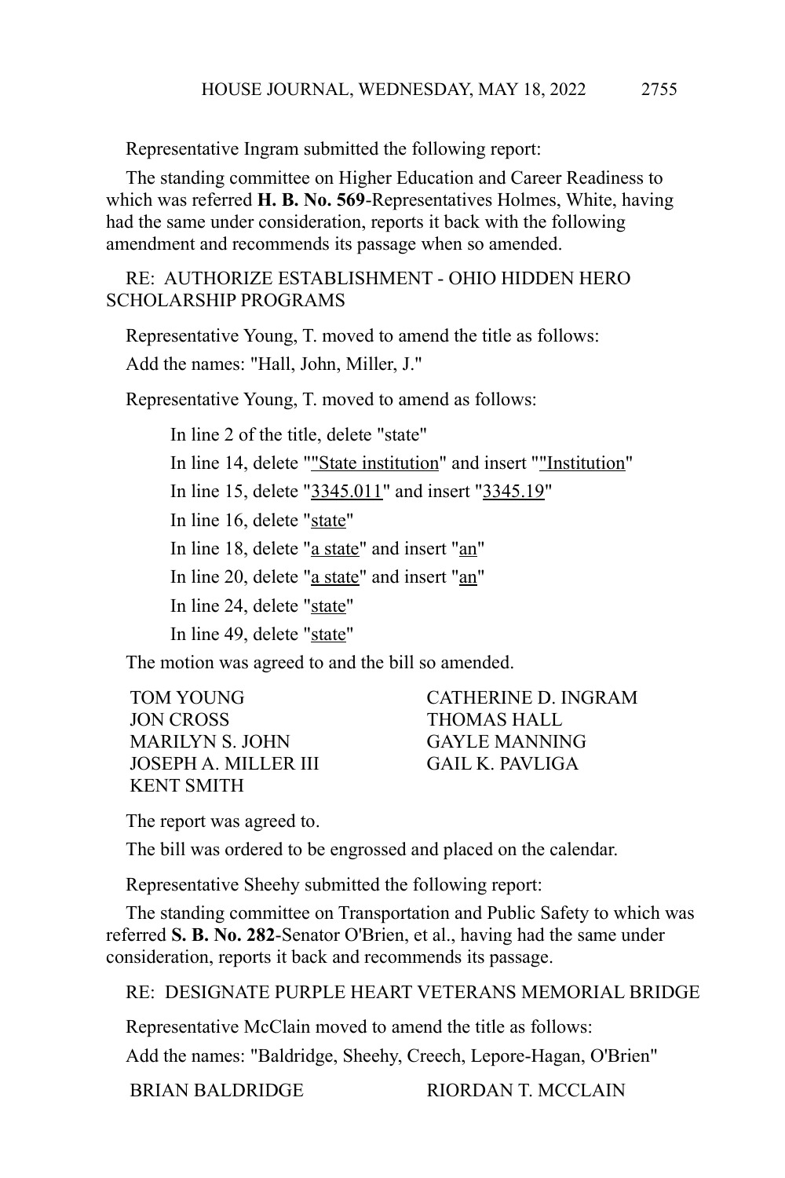Representative Ingram submitted the following report:

The standing committee on Higher Education and Career Readiness to which was referred **H. B. No. 569**-Representatives Holmes, White, having had the same under consideration, reports it back with the following amendment and recommends its passage when so amended.

RE: AUTHORIZE ESTABLISHMENT - OHIO HIDDEN HERO SCHOLARSHIP PROGRAMS

Representative Young, T. moved to amend the title as follows:

Add the names: "Hall, John, Miller, J."

Representative Young, T. moved to amend as follows:

In line 2 of the title, delete "state"

In line 14, delete ""<u>State institution</u>" and insert ""<u>Institution</u>"

In line 15, delete "<u>3345.011</u>" and insert "<u>3345.19</u>"

In line 16, delete "<u>state</u>"

In line 18, delete "<u>a state</u>" and insert "<u>an</u>"

In line 20, delete "<u>a state</u>" and insert "<u>an</u>"

In line 24, delete "<u>state</u>"

In line 49, delete "<u>state</u>"

The motion was agreed to and the bill so amended.

TOM YOUNG
JON CROSS
MARILYN S. JOHN
JOSEPH A. MILLER III
KENT SMITH
CATHERINE D. INGRAM
THOMAS HALL
GAYLE MANNING
GAIL K. PAVLIGA

The report was agreed to.

The bill was ordered to be engrossed and placed on the calendar.

Representative Sheehy submitted the following report:

The standing committee on Transportation and Public Safety to which was referred **S. B. No. 282**-Senator O'Brien, et al., having had the same under consideration, reports it back and recommends its passage.

RE: DESIGNATE PURPLE HEART VETERANS MEMORIAL BRIDGE

Representative McClain moved to amend the title as follows:

Add the names: "Baldridge, Sheehy, Creech, Lepore-Hagan, O'Brien"

BRIAN BALDRIDGE
RIORDAN T. MCCLAIN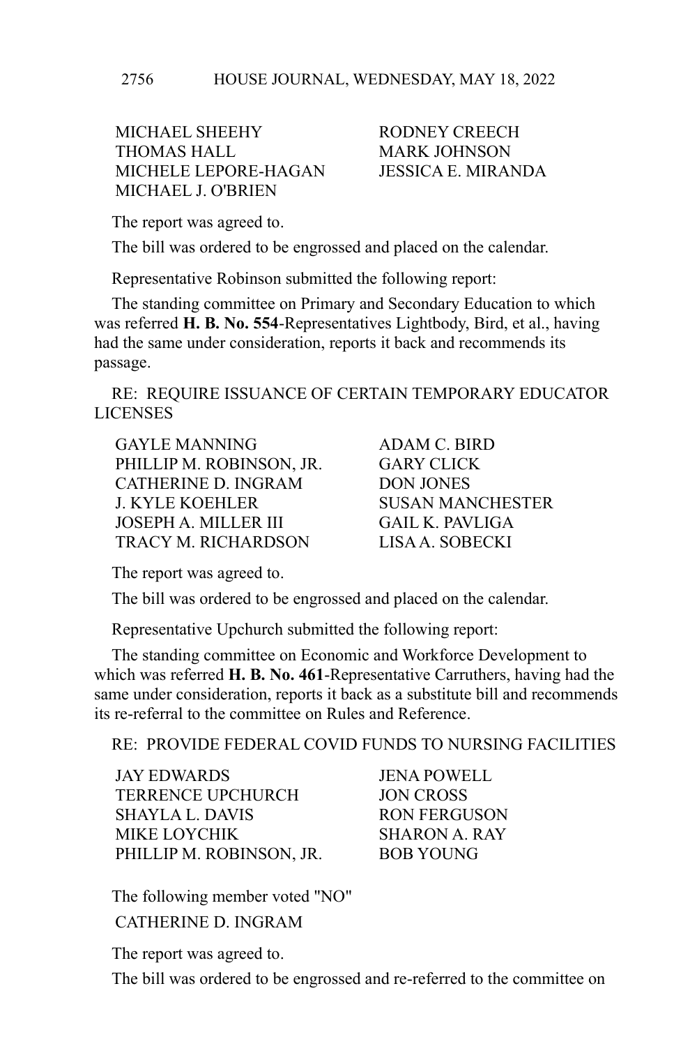MICHAEL SHEEHY
THOMAS HALL
MICHELE LEPORE-HAGAN
MICHAEL J. O'BRIEN
RODNEY CREECH
MARK JOHNSON
JESSICA E. MIRANDA

The report was agreed to.

The bill was ordered to be engrossed and placed on the calendar.

Representative Robinson submitted the following report:

The standing committee on Primary and Secondary Education to which was referred **H. B. No. 554**-Representatives Lightbody, Bird, et al., having had the same under consideration, reports it back and recommends its passage.

RE: REQUIRE ISSUANCE OF CERTAIN TEMPORARY EDUCATOR LICENSES

GAYLE MANNING
PHILLIP M. ROBINSON, JR.
CATHERINE D. INGRAM
J. KYLE KOEHLER
JOSEPH A. MILLER III
TRACY M. RICHARDSON
ADAM C. BIRD
GARY CLICK
DON JONES
SUSAN MANCHESTER
GAIL K. PAVLIGA
LISA A. SOBECKI

The report was agreed to.

The bill was ordered to be engrossed and placed on the calendar.

Representative Upchurch submitted the following report:

The standing committee on Economic and Workforce Development to which was referred **H. B. No. 461**-Representative Carruthers, having had the same under consideration, reports it back as a substitute bill and recommends its re-referral to the committee on Rules and Reference.

RE: PROVIDE FEDERAL COVID FUNDS TO NURSING FACILITIES

JAY EDWARDS
TERRENCE UPCHURCH
SHAYLA L. DAVIS
MIKE LOYCHIK
PHILLIP M. ROBINSON, JR.
JENA POWELL
JON CROSS
RON FERGUSON
SHARON A. RAY
BOB YOUNG

The following member voted "NO"

CATHERINE D. INGRAM

The report was agreed to.

The bill was ordered to be engrossed and re-referred to the committee on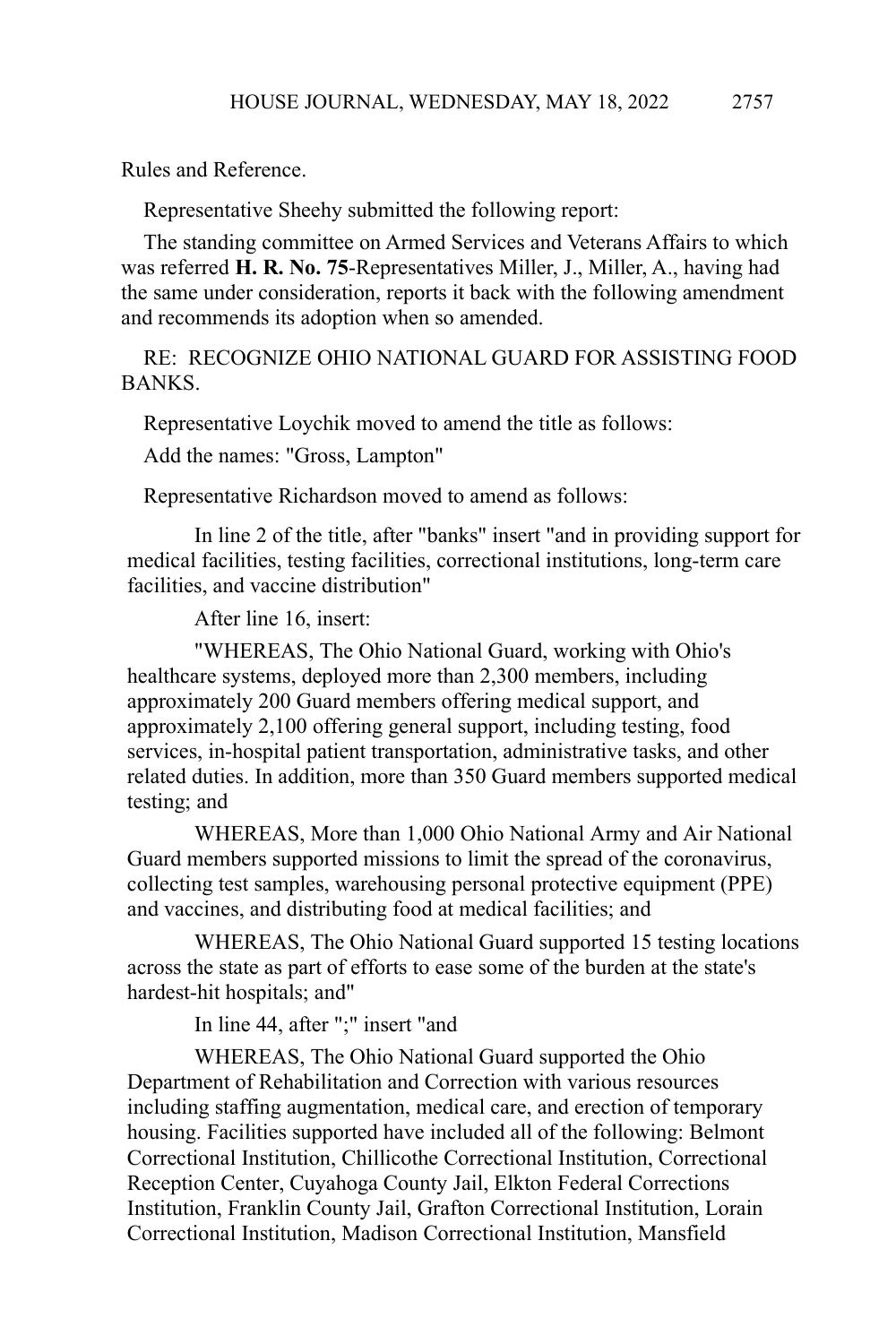Rules and Reference.

Representative Sheehy submitted the following report:

The standing committee on Armed Services and Veterans Affairs to which was referred **H. R. No. 75**-Representatives Miller, J., Miller, A., having had the same under consideration, reports it back with the following amendment and recommends its adoption when so amended.

RE: RECOGNIZE OHIO NATIONAL GUARD FOR ASSISTING FOOD BANKS.

Representative Loychik moved to amend the title as follows:

Add the names: "Gross, Lampton"

Representative Richardson moved to amend as follows:

In line 2 of the title, after "banks" insert "and in providing support for medical facilities, testing facilities, correctional institutions, long-term care facilities, and vaccine distribution"

After line 16, insert:

"WHEREAS, The Ohio National Guard, working with Ohio's healthcare systems, deployed more than 2,300 members, including approximately 200 Guard members offering medical support, and approximately 2,100 offering general support, including testing, food services, in-hospital patient transportation, administrative tasks, and other related duties. In addition, more than 350 Guard members supported medical testing; and

WHEREAS, More than 1,000 Ohio National Army and Air National Guard members supported missions to limit the spread of the coronavirus, collecting test samples, warehousing personal protective equipment (PPE) and vaccines, and distributing food at medical facilities; and

WHEREAS, The Ohio National Guard supported 15 testing locations across the state as part of efforts to ease some of the burden at the state's hardest-hit hospitals; and"

In line 44, after ";" insert "and

WHEREAS, The Ohio National Guard supported the Ohio Department of Rehabilitation and Correction with various resources including staffing augmentation, medical care, and erection of temporary housing. Facilities supported have included all of the following: Belmont Correctional Institution, Chillicothe Correctional Institution, Correctional Reception Center, Cuyahoga County Jail, Elkton Federal Corrections Institution, Franklin County Jail, Grafton Correctional Institution, Lorain Correctional Institution, Madison Correctional Institution, Mansfield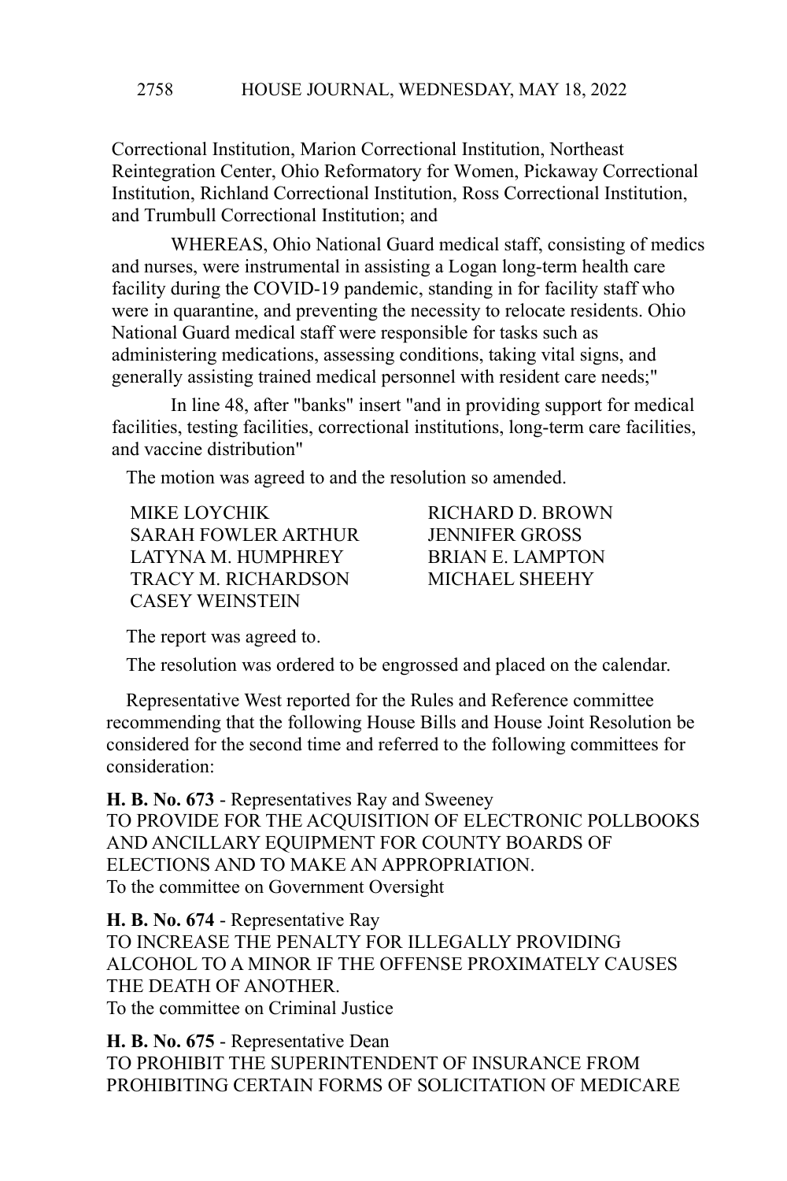Correctional Institution, Marion Correctional Institution, Northeast Reintegration Center, Ohio Reformatory for Women, Pickaway Correctional Institution, Richland Correctional Institution, Ross Correctional Institution, and Trumbull Correctional Institution; and

WHEREAS, Ohio National Guard medical staff, consisting of medics and nurses, were instrumental in assisting a Logan long-term health care facility during the COVID-19 pandemic, standing in for facility staff who were in quarantine, and preventing the necessity to relocate residents. Ohio National Guard medical staff were responsible for tasks such as administering medications, assessing conditions, taking vital signs, and generally assisting trained medical personnel with resident care needs;"

In line 48, after "banks" insert "and in providing support for medical facilities, testing facilities, correctional institutions, long-term care facilities, and vaccine distribution"

The motion was agreed to and the resolution so amended.

| | |
|---|---|
| MIKE LOYCHIK | RICHARD D. BROWN |
| SARAH FOWLER ARTHUR | JENNIFER GROSS |
| LATYNA M. HUMPHREY | BRIAN E. LAMPTON |
| TRACY M. RICHARDSON | MICHAEL SHEEHY |
| CASEY WEINSTEIN | |

The report was agreed to.

The resolution was ordered to be engrossed and placed on the calendar.

Representative West reported for the Rules and Reference committee recommending that the following House Bills and House Joint Resolution be considered for the second time and referred to the following committees for consideration:

**H. B. No. 673** - Representatives Ray and Sweeney
TO PROVIDE FOR THE ACQUISITION OF ELECTRONIC POLLBOOKS AND ANCILLARY EQUIPMENT FOR COUNTY BOARDS OF ELECTIONS AND TO MAKE AN APPROPRIATION.
To the committee on Government Oversight

**H. B. No. 674** - Representative Ray
TO INCREASE THE PENALTY FOR ILLEGALLY PROVIDING ALCOHOL TO A MINOR IF THE OFFENSE PROXIMATELY CAUSES THE DEATH OF ANOTHER.
To the committee on Criminal Justice

**H. B. No. 675** - Representative Dean
TO PROHIBIT THE SUPERINTENDENT OF INSURANCE FROM PROHIBITING CERTAIN FORMS OF SOLICITATION OF MEDICARE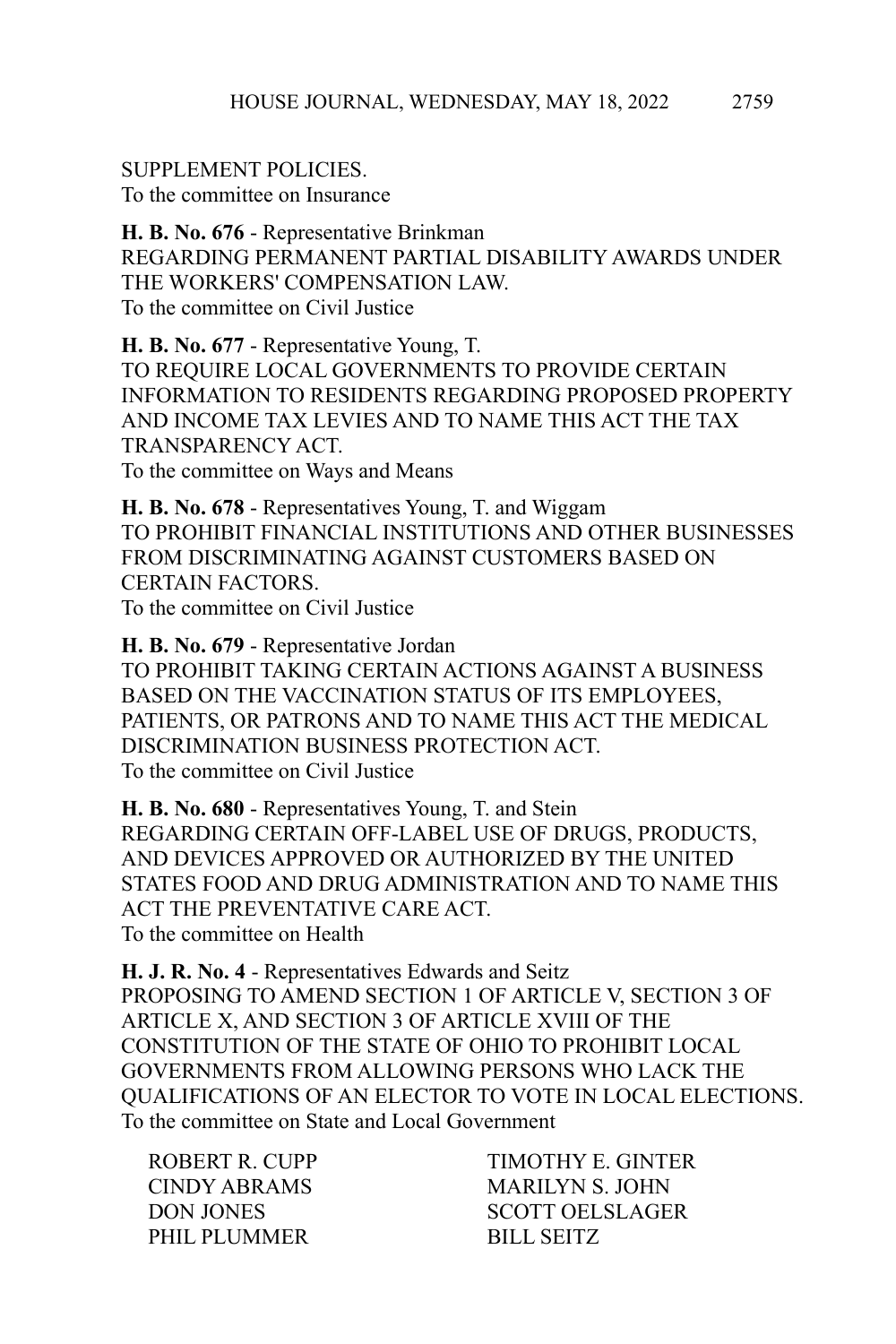SUPPLEMENT POLICIES.
To the committee on Insurance

**H. B. No. 676** - Representative Brinkman
REGARDING PERMANENT PARTIAL DISABILITY AWARDS UNDER THE WORKERS' COMPENSATION LAW.
To the committee on Civil Justice

**H. B. No. 677** - Representative Young, T.
TO REQUIRE LOCAL GOVERNMENTS TO PROVIDE CERTAIN INFORMATION TO RESIDENTS REGARDING PROPOSED PROPERTY AND INCOME TAX LEVIES AND TO NAME THIS ACT THE TAX TRANSPARENCY ACT.
To the committee on Ways and Means

**H. B. No. 678** - Representatives Young, T. and Wiggam
TO PROHIBIT FINANCIAL INSTITUTIONS AND OTHER BUSINESSES FROM DISCRIMINATING AGAINST CUSTOMERS BASED ON CERTAIN FACTORS.
To the committee on Civil Justice

**H. B. No. 679** - Representative Jordan
TO PROHIBIT TAKING CERTAIN ACTIONS AGAINST A BUSINESS BASED ON THE VACCINATION STATUS OF ITS EMPLOYEES, PATIENTS, OR PATRONS AND TO NAME THIS ACT THE MEDICAL DISCRIMINATION BUSINESS PROTECTION ACT.
To the committee on Civil Justice

**H. B. No. 680** - Representatives Young, T. and Stein
REGARDING CERTAIN OFF-LABEL USE OF DRUGS, PRODUCTS, AND DEVICES APPROVED OR AUTHORIZED BY THE UNITED STATES FOOD AND DRUG ADMINISTRATION AND TO NAME THIS ACT THE PREVENTATIVE CARE ACT.
To the committee on Health

**H. J. R. No. 4** - Representatives Edwards and Seitz
PROPOSING TO AMEND SECTION 1 OF ARTICLE V, SECTION 3 OF ARTICLE X, AND SECTION 3 OF ARTICLE XVIII OF THE CONSTITUTION OF THE STATE OF OHIO TO PROHIBIT LOCAL GOVERNMENTS FROM ALLOWING PERSONS WHO LACK THE QUALIFICATIONS OF AN ELECTOR TO VOTE IN LOCAL ELECTIONS.
To the committee on State and Local Government

ROBERT R. CUPP
TIMOTHY E. GINTER
CINDY ABRAMS
MARILYN S. JOHN
DON JONES
SCOTT OELSLAGER
PHIL PLUMMER
BILL SEITZ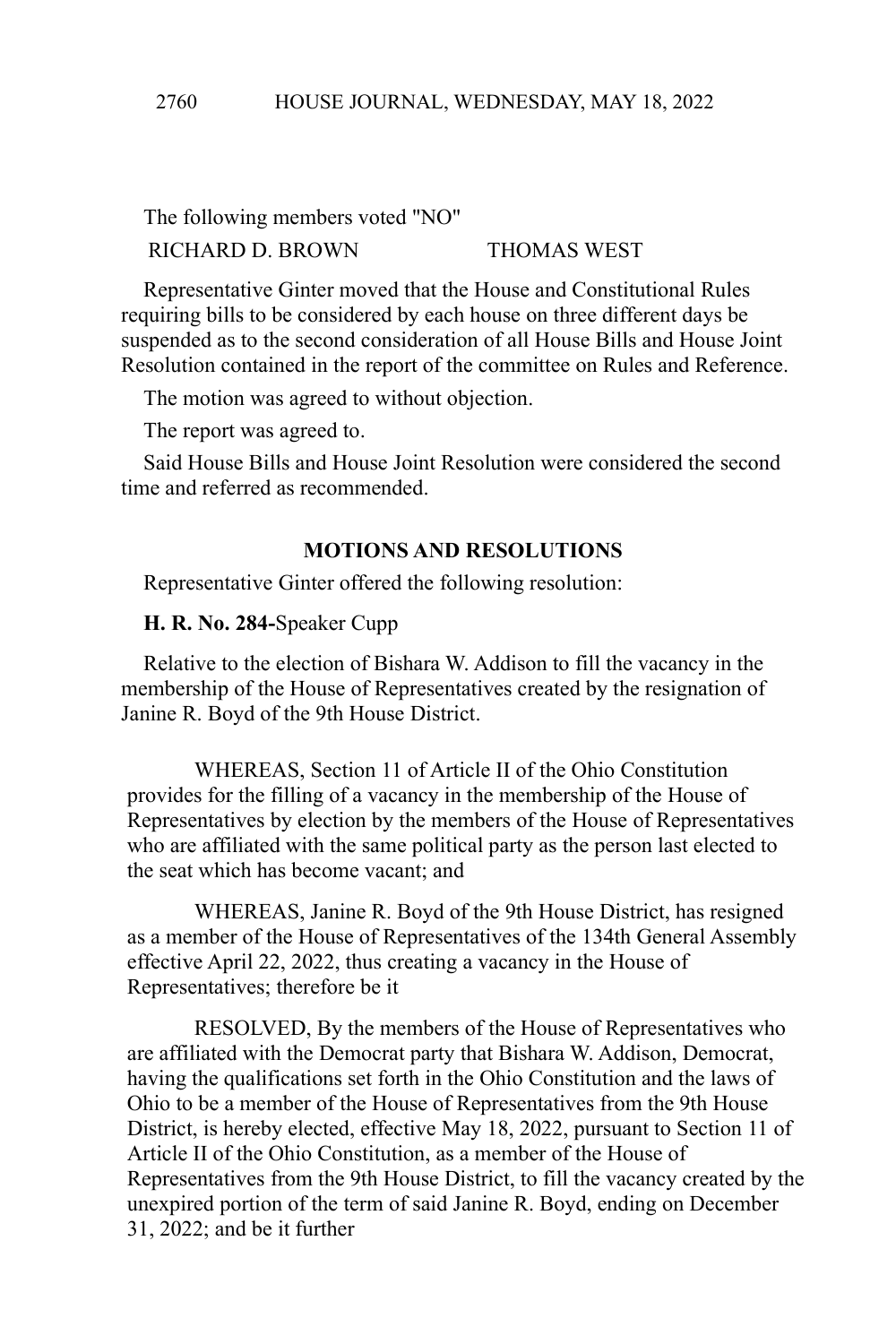The following members voted "NO"

| | |
|---|---|
| RICHARD D. BROWN | THOMAS WEST |

Representative Ginter moved that the House and Constitutional Rules requiring bills to be considered by each house on three different days be suspended as to the second consideration of all House Bills and House Joint Resolution contained in the report of the committee on Rules and Reference.

The motion was agreed to without objection.

The report was agreed to.

Said House Bills and House Joint Resolution were considered the second time and referred as recommended.

## MOTIONS AND RESOLUTIONS

Representative Ginter offered the following resolution:

**H. R. No. 284-**Speaker Cupp

Relative to the election of Bishara W. Addison to fill the vacancy in the membership of the House of Representatives created by the resignation of Janine R. Boyd of the 9th House District.

WHEREAS, Section 11 of Article II of the Ohio Constitution provides for the filling of a vacancy in the membership of the House of Representatives by election by the members of the House of Representatives who are affiliated with the same political party as the person last elected to the seat which has become vacant; and

WHEREAS, Janine R. Boyd of the 9th House District, has resigned as a member of the House of Representatives of the 134th General Assembly effective April 22, 2022, thus creating a vacancy in the House of Representatives; therefore be it

RESOLVED, By the members of the House of Representatives who are affiliated with the Democrat party that Bishara W. Addison, Democrat, having the qualifications set forth in the Ohio Constitution and the laws of Ohio to be a member of the House of Representatives from the 9th House District, is hereby elected, effective May 18, 2022, pursuant to Section 11 of Article II of the Ohio Constitution, as a member of the House of Representatives from the 9th House District, to fill the vacancy created by the unexpired portion of the term of said Janine R. Boyd, ending on December 31, 2022; and be it further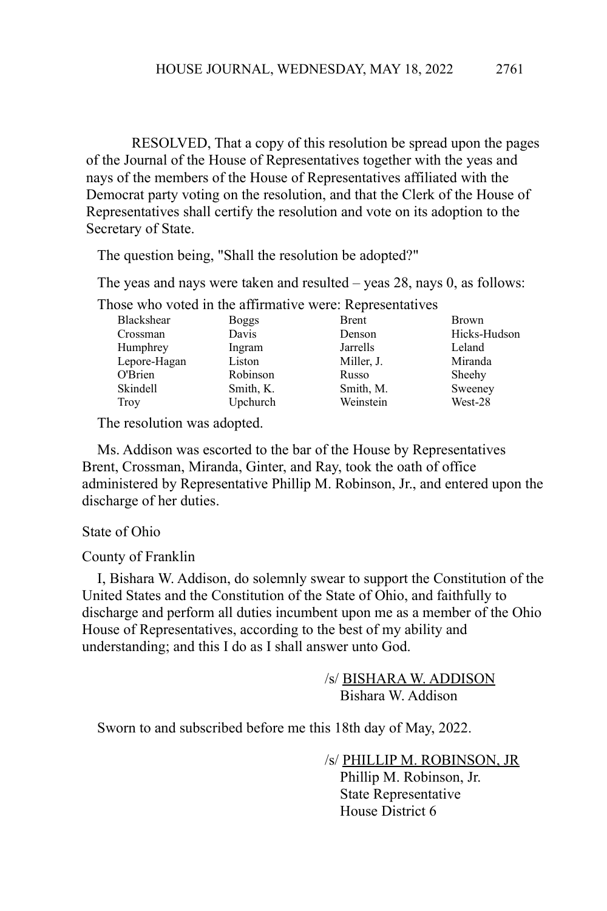RESOLVED, That a copy of this resolution be spread upon the pages of the Journal of the House of Representatives together with the yeas and nays of the members of the House of Representatives affiliated with the Democrat party voting on the resolution, and that the Clerk of the House of Representatives shall certify the resolution and vote on its adoption to the Secretary of State.

The question being, "Shall the resolution be adopted?"

The yeas and nays were taken and resulted – yeas 28, nays 0, as follows:

Those who voted in the affirmative were: Representatives

| | | | |
|---|---|---|---|
| Blackshear | Boggs | Brent | Brown |
| Crossman | Davis | Denson | Hicks-Hudson |
| Humphrey | Ingram | Jarrells | Leland |
| Lepore-Hagan | Liston | Miller, J. | Miranda |
| O'Brien | Robinson | Russo | Sheehy |
| Skindell | Smith, K. | Smith, M. | Sweeney |
| Troy | Upchurch | Weinstein | West-28 |

The resolution was adopted.

Ms. Addison was escorted to the bar of the House by Representatives Brent, Crossman, Miranda, Ginter, and Ray, took the oath of office administered by Representative Phillip M. Robinson, Jr., and entered upon the discharge of her duties.

State of Ohio

County of Franklin

I, Bishara W. Addison, do solemnly swear to support the Constitution of the United States and the Constitution of the State of Ohio, and faithfully to discharge and perform all duties incumbent upon me as a member of the Ohio House of Representatives, according to the best of my ability and understanding; and this I do as I shall answer unto God.

/s/ BISHARA W. ADDISON
Bishara W. Addison

Sworn to and subscribed before me this 18th day of May, 2022.

/s/ PHILLIP M. ROBINSON, JR
Phillip M. Robinson, Jr.
State Representative
House District 6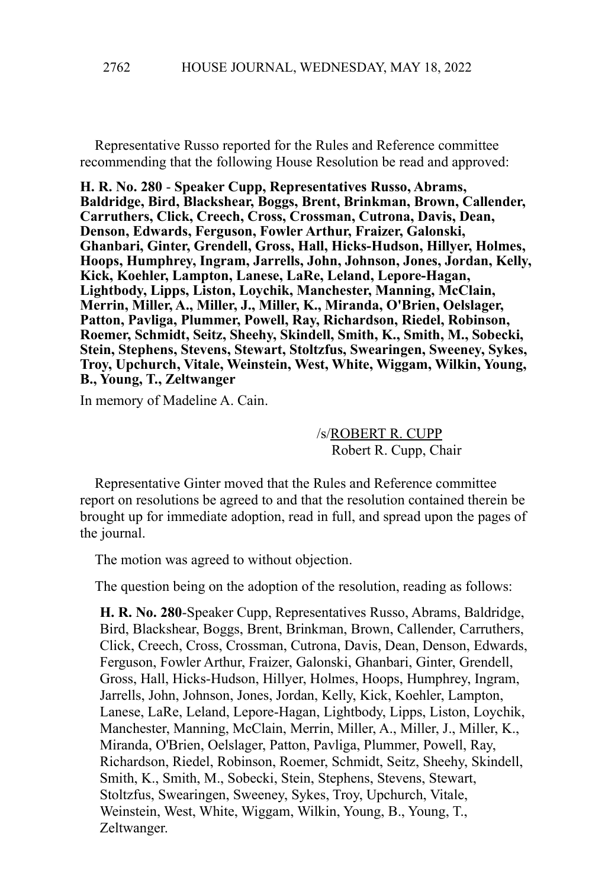Representative Russo reported for the Rules and Reference committee recommending that the following House Resolution be read and approved:

**H. R. No. 280** - **Speaker Cupp, Representatives Russo, Abrams, Baldridge, Bird, Blackshear, Boggs, Brent, Brinkman, Brown, Callender, Carruthers, Click, Creech, Cross, Crossman, Cutrona, Davis, Dean, Denson, Edwards, Ferguson, Fowler Arthur, Fraizer, Galonski, Ghanbari, Ginter, Grendell, Gross, Hall, Hicks-Hudson, Hillyer, Holmes, Hoops, Humphrey, Ingram, Jarrells, John, Johnson, Jones, Jordan, Kelly, Kick, Koehler, Lampton, Lanese, LaRe, Leland, Lepore-Hagan, Lightbody, Lipps, Liston, Loychik, Manchester, Manning, McClain, Merrin, Miller, A., Miller, J., Miller, K., Miranda, O'Brien, Oelslager, Patton, Pavliga, Plummer, Powell, Ray, Richardson, Riedel, Robinson, Roemer, Schmidt, Seitz, Sheehy, Skindell, Smith, K., Smith, M., Sobecki, Stein, Stephens, Stevens, Stewart, Stoltzfus, Swearingen, Sweeney, Sykes, Troy, Upchurch, Vitale, Weinstein, West, White, Wiggam, Wilkin, Young, B., Young, T., Zeltwanger**

In memory of Madeline A. Cain.

/s/ROBERT R. CUPP
Robert R. Cupp, Chair

Representative Ginter moved that the Rules and Reference committee report on resolutions be agreed to and that the resolution contained therein be brought up for immediate adoption, read in full, and spread upon the pages of the journal.

The motion was agreed to without objection.

The question being on the adoption of the resolution, reading as follows:

**H. R. No. 280**-Speaker Cupp, Representatives Russo, Abrams, Baldridge, Bird, Blackshear, Boggs, Brent, Brinkman, Brown, Callender, Carruthers, Click, Creech, Cross, Crossman, Cutrona, Davis, Dean, Denson, Edwards, Ferguson, Fowler Arthur, Fraizer, Galonski, Ghanbari, Ginter, Grendell, Gross, Hall, Hicks-Hudson, Hillyer, Holmes, Hoops, Humphrey, Ingram, Jarrells, John, Johnson, Jones, Jordan, Kelly, Kick, Koehler, Lampton, Lanese, LaRe, Leland, Lepore-Hagan, Lightbody, Lipps, Liston, Loychik, Manchester, Manning, McClain, Merrin, Miller, A., Miller, J., Miller, K., Miranda, O'Brien, Oelslager, Patton, Pavliga, Plummer, Powell, Ray, Richardson, Riedel, Robinson, Roemer, Schmidt, Seitz, Sheehy, Skindell, Smith, K., Smith, M., Sobecki, Stein, Stephens, Stevens, Stewart, Stoltzfus, Swearingen, Sweeney, Sykes, Troy, Upchurch, Vitale, Weinstein, West, White, Wiggam, Wilkin, Young, B., Young, T., Zeltwanger.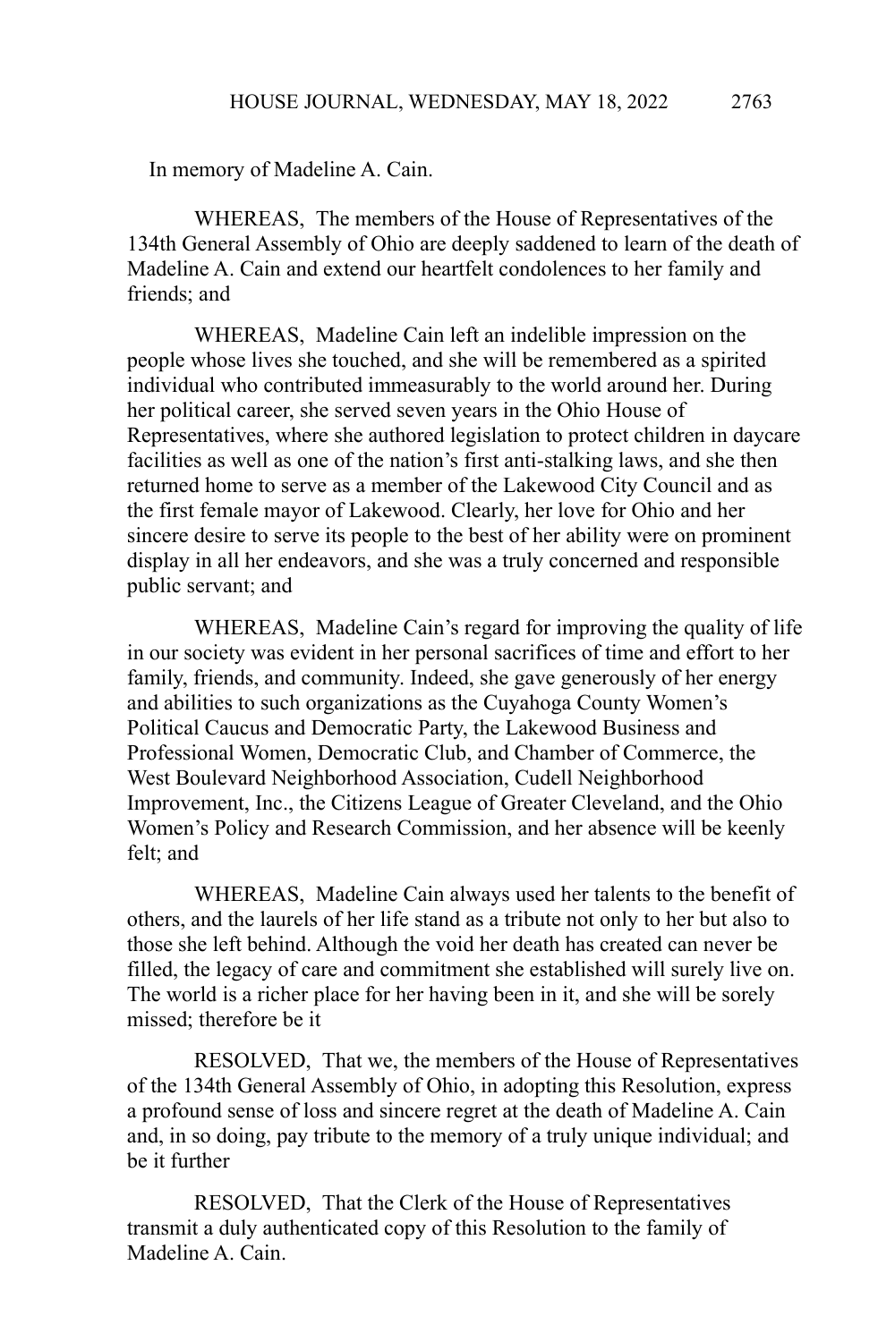In memory of Madeline A. Cain.

WHEREAS, The members of the House of Representatives of the 134th General Assembly of Ohio are deeply saddened to learn of the death of Madeline A. Cain and extend our heartfelt condolences to her family and friends; and

WHEREAS, Madeline Cain left an indelible impression on the people whose lives she touched, and she will be remembered as a spirited individual who contributed immeasurably to the world around her. During her political career, she served seven years in the Ohio House of Representatives, where she authored legislation to protect children in daycare facilities as well as one of the nation's first anti-stalking laws, and she then returned home to serve as a member of the Lakewood City Council and as the first female mayor of Lakewood. Clearly, her love for Ohio and her sincere desire to serve its people to the best of her ability were on prominent display in all her endeavors, and she was a truly concerned and responsible public servant; and

WHEREAS, Madeline Cain's regard for improving the quality of life in our society was evident in her personal sacrifices of time and effort to her family, friends, and community. Indeed, she gave generously of her energy and abilities to such organizations as the Cuyahoga County Women's Political Caucus and Democratic Party, the Lakewood Business and Professional Women, Democratic Club, and Chamber of Commerce, the West Boulevard Neighborhood Association, Cudell Neighborhood Improvement, Inc., the Citizens League of Greater Cleveland, and the Ohio Women's Policy and Research Commission, and her absence will be keenly felt; and

WHEREAS, Madeline Cain always used her talents to the benefit of others, and the laurels of her life stand as a tribute not only to her but also to those she left behind. Although the void her death has created can never be filled, the legacy of care and commitment she established will surely live on. The world is a richer place for her having been in it, and she will be sorely missed; therefore be it

RESOLVED, That we, the members of the House of Representatives of the 134th General Assembly of Ohio, in adopting this Resolution, express a profound sense of loss and sincere regret at the death of Madeline A. Cain and, in so doing, pay tribute to the memory of a truly unique individual; and be it further

RESOLVED, That the Clerk of the House of Representatives transmit a duly authenticated copy of this Resolution to the family of Madeline A. Cain.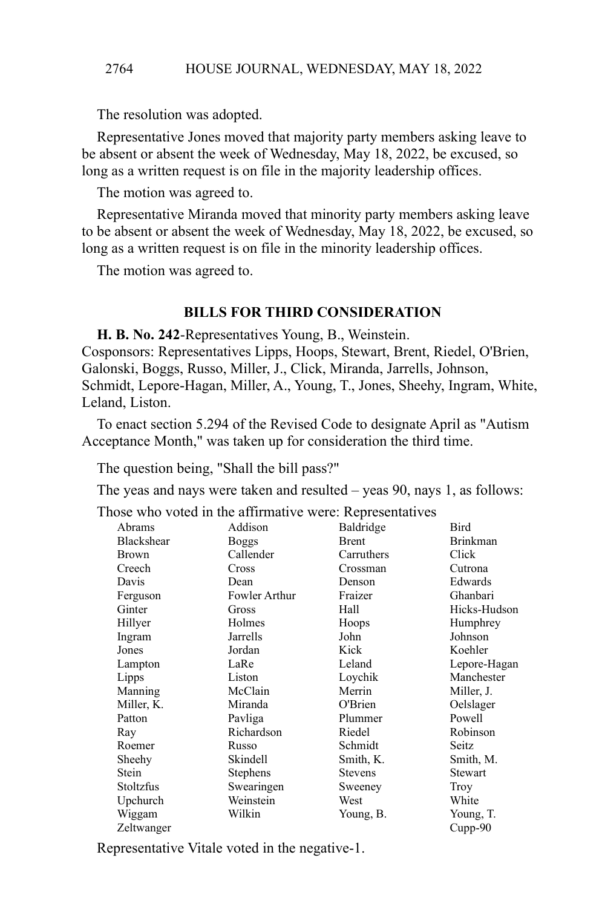The resolution was adopted.

Representative Jones moved that majority party members asking leave to be absent or absent the week of Wednesday, May 18, 2022, be excused, so long as a written request is on file in the majority leadership offices.

The motion was agreed to.

Representative Miranda moved that minority party members asking leave to be absent or absent the week of Wednesday, May 18, 2022, be excused, so long as a written request is on file in the minority leadership offices.

The motion was agreed to.

## BILLS FOR THIRD CONSIDERATION

**H. B. No. 242**-Representatives Young, B., Weinstein.
Cosponsors: Representatives Lipps, Hoops, Stewart, Brent, Riedel, O'Brien, Galonski, Boggs, Russo, Miller, J., Click, Miranda, Jarrells, Johnson, Schmidt, Lepore-Hagan, Miller, A., Young, T., Jones, Sheehy, Ingram, White, Leland, Liston.

To enact section 5.294 of the Revised Code to designate April as "Autism Acceptance Month," was taken up for consideration the third time.

The question being, "Shall the bill pass?"

The yeas and nays were taken and resulted – yeas 90, nays 1, as follows:

Those who voted in the affirmative were: Representatives

| | | | |
|---|---|---|---|
| Abrams | Addison | Baldridge | Bird |
| Blackshear | Boggs | Brent | Brinkman |
| Brown | Callender | Carruthers | Click |
| Creech | Cross | Crossman | Cutrona |
| Davis | Dean | Denson | Edwards |
| Ferguson | Fowler Arthur | Fraizer | Ghanbari |
| Ginter | Gross | Hall | Hicks-Hudson |
| Hillyer | Holmes | Hoops | Humphrey |
| Ingram | Jarrells | John | Johnson |
| Jones | Jordan | Kick | Koehler |
| Lampton | LaRe | Leland | Lepore-Hagan |
| Lipps | Liston | Loychik | Manchester |
| Manning | McClain | Merrin | Miller, J. |
| Miller, K. | Miranda | O'Brien | Oelslager |
| Patton | Pavliga | Plummer | Powell |
| Ray | Richardson | Riedel | Robinson |
| Roemer | Russo | Schmidt | Seitz |
| Sheehy | Skindell | Smith, K. | Smith, M. |
| Stein | Stephens | Stevens | Stewart |
| Stoltzfus | Swearingen | Sweeney | Troy |
| Upchurch | Weinstein | West | White |
| Wiggam | Wilkin | Young, B. | Young, T. |
| Zeltwanger | | | Cupp-90 |

Representative Vitale voted in the negative-1.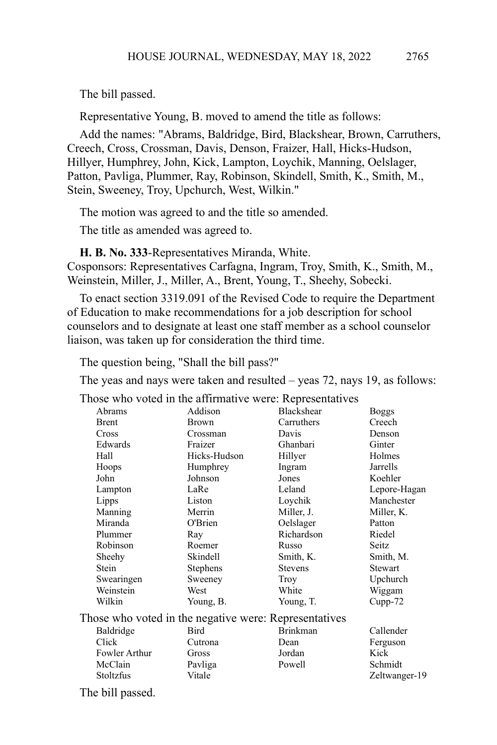The bill passed.

Representative Young, B. moved to amend the title as follows:

Add the names: "Abrams, Baldridge, Bird, Blackshear, Brown, Carruthers, Creech, Cross, Crossman, Davis, Denson, Fraizer, Hall, Hicks-Hudson, Hillyer, Humphrey, John, Kick, Lampton, Loychik, Manning, Oelslager, Patton, Pavliga, Plummer, Ray, Robinson, Skindell, Smith, K., Smith, M., Stein, Sweeney, Troy, Upchurch, West, Wilkin."

The motion was agreed to and the title so amended.

The title as amended was agreed to.

**H. B. No. 333**-Representatives Miranda, White.
Cosponsors: Representatives Carfagna, Ingram, Troy, Smith, K., Smith, M., Weinstein, Miller, J., Miller, A., Brent, Young, T., Sheehy, Sobecki.

To enact section 3319.091 of the Revised Code to require the Department of Education to make recommendations for a job description for school counselors and to designate at least one staff member as a school counselor liaison, was taken up for consideration the third time.

The question being, "Shall the bill pass?"

The yeas and nays were taken and resulted – yeas 72, nays 19, as follows:

Those who voted in the affirmative were: Representatives

| | | | |
|---|---|---|---|
| Abrams | Addison | Blackshear | Boggs |
| Brent | Brown | Carruthers | Creech |
| Cross | Crossman | Davis | Denson |
| Edwards | Fraizer | Ghanbari | Ginter |
| Hall | Hicks-Hudson | Hillyer | Holmes |
| Hoops | Humphrey | Ingram | Jarrells |
| John | Johnson | Jones | Koehler |
| Lampton | LaRe | Leland | Lepore-Hagan |
| Lipps | Liston | Loychik | Manchester |
| Manning | Merrin | Miller, J. | Miller, K. |
| Miranda | O'Brien | Oelslager | Patton |
| Plummer | Ray | Richardson | Riedel |
| Robinson | Roemer | Russo | Seitz |
| Sheehy | Skindell | Smith, K. | Smith, M. |
| Stein | Stephens | Stevens | Stewart |
| Swearingen | Sweeney | Troy | Upchurch |
| Weinstein | West | White | Wiggam |
| Wilkin | Young, B. | Young, T. | Cupp-72 |

Those who voted in the negative were: Representatives

| | | | |
|---|---|---|---|
| Baldridge | Bird | Brinkman | Callender |
| Click | Cutrona | Dean | Ferguson |
| Fowler Arthur | Gross | Jordan | Kick |
| McClain | Pavliga | Powell | Schmidt |
| Stoltzfus | Vitale | | Zeltwanger-19 |

The bill passed.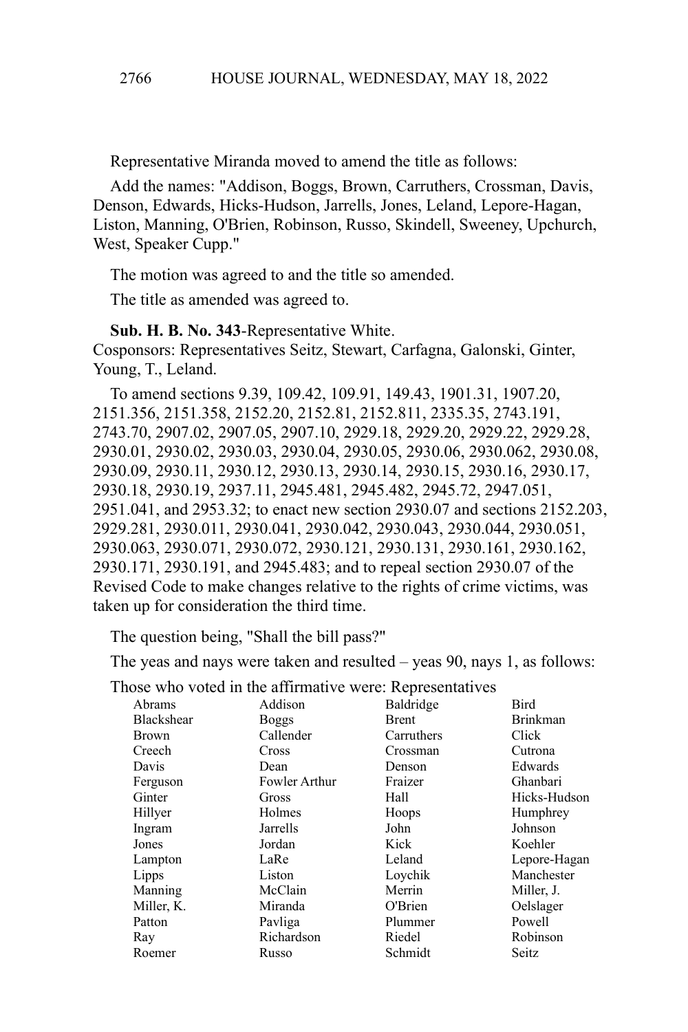Representative Miranda moved to amend the title as follows:

Add the names: "Addison, Boggs, Brown, Carruthers, Crossman, Davis, Denson, Edwards, Hicks-Hudson, Jarrells, Jones, Leland, Lepore-Hagan, Liston, Manning, O'Brien, Robinson, Russo, Skindell, Sweeney, Upchurch, West, Speaker Cupp."

The motion was agreed to and the title so amended.

The title as amended was agreed to.

**Sub. H. B. No. 343**-Representative White.
Cosponsors: Representatives Seitz, Stewart, Carfagna, Galonski, Ginter, Young, T., Leland.

To amend sections 9.39, 109.42, 109.91, 149.43, 1901.31, 1907.20, 2151.356, 2151.358, 2152.20, 2152.81, 2152.811, 2335.35, 2743.191, 2743.70, 2907.02, 2907.05, 2907.10, 2929.18, 2929.20, 2929.22, 2929.28, 2930.01, 2930.02, 2930.03, 2930.04, 2930.05, 2930.06, 2930.062, 2930.08, 2930.09, 2930.11, 2930.12, 2930.13, 2930.14, 2930.15, 2930.16, 2930.17, 2930.18, 2930.19, 2937.11, 2945.481, 2945.482, 2945.72, 2947.051, 2951.041, and 2953.32; to enact new section 2930.07 and sections 2152.203, 2929.281, 2930.011, 2930.041, 2930.042, 2930.043, 2930.044, 2930.051, 2930.063, 2930.071, 2930.072, 2930.121, 2930.131, 2930.161, 2930.162, 2930.171, 2930.191, and 2945.483; and to repeal section 2930.07 of the Revised Code to make changes relative to the rights of crime victims, was taken up for consideration the third time.

The question being, "Shall the bill pass?"

The yeas and nays were taken and resulted – yeas 90, nays 1, as follows:

Those who voted in the affirmative were: Representatives

| | | | |
|---|---|---|---|
| Abrams | Addison | Baldridge | Bird |
| Blackshear | Boggs | Brent | Brinkman |
| Brown | Callender | Carruthers | Click |
| Creech | Cross | Crossman | Cutrona |
| Davis | Dean | Denson | Edwards |
| Ferguson | Fowler Arthur | Fraizer | Ghanbari |
| Ginter | Gross | Hall | Hicks-Hudson |
| Hillyer | Holmes | Hoops | Humphrey |
| Ingram | Jarrells | John | Johnson |
| Jones | Jordan | Kick | Koehler |
| Lampton | LaRe | Leland | Lepore-Hagan |
| Lipps | Liston | Loychik | Manchester |
| Manning | McClain | Merrin | Miller, J. |
| Miller, K. | Miranda | O'Brien | Oelslager |
| Patton | Pavliga | Plummer | Powell |
| Ray | Richardson | Riedel | Robinson |
| Roemer | Russo | Schmidt | Seitz |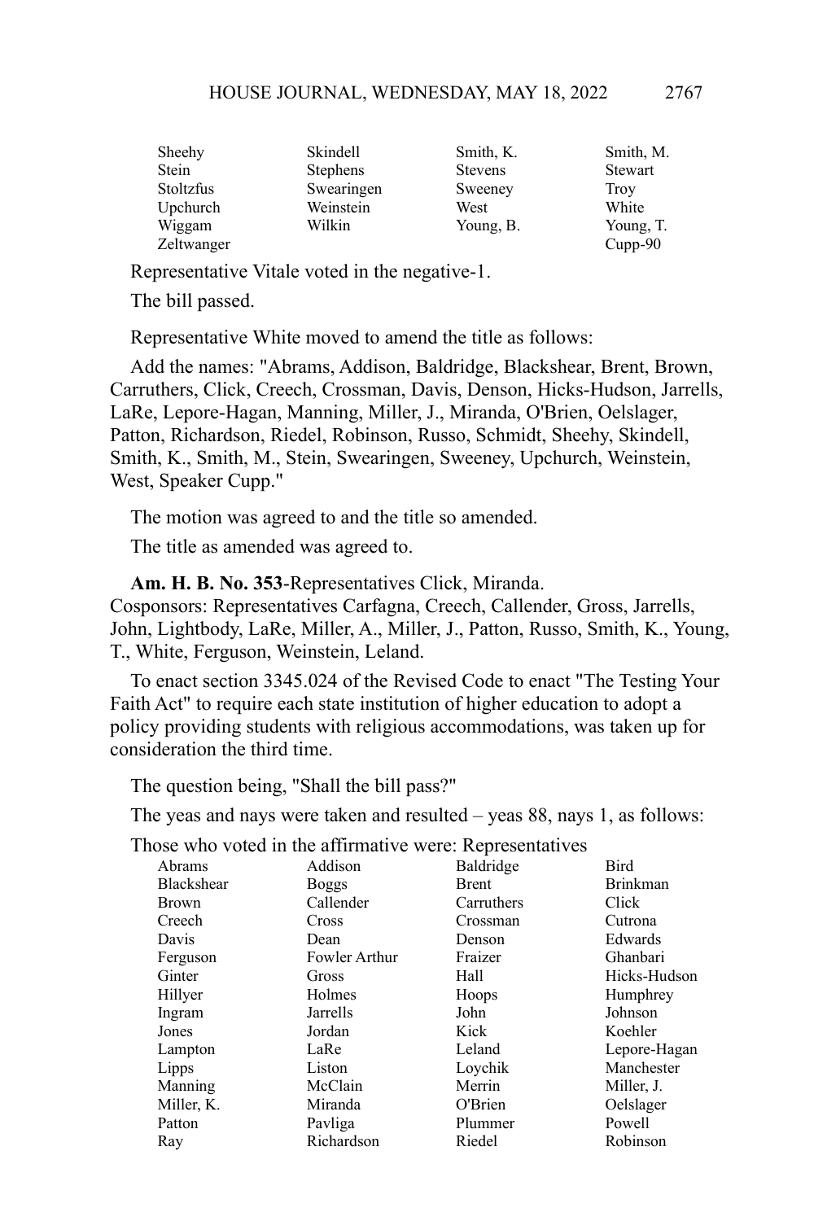| Sheehy | Skindell | Smith, K. | Smith, M. |
|---|---|---|---|
| Stein | Stephens | Stevens | Stewart |
| Stoltzfus | Swearingen | Sweeney | Troy |
| Upchurch | Weinstein | West | White |
| Wiggam | Wilkin | Young, B. | Young, T. |
| Zeltwanger | | | Cupp-90 |

Representative Vitale voted in the negative-1.

The bill passed.

Representative White moved to amend the title as follows:

Add the names: "Abrams, Addison, Baldridge, Blackshear, Brent, Brown, Carruthers, Click, Creech, Crossman, Davis, Denson, Hicks-Hudson, Jarrells, LaRe, Lepore-Hagan, Manning, Miller, J., Miranda, O'Brien, Oelslager, Patton, Richardson, Riedel, Robinson, Russo, Schmidt, Sheehy, Skindell, Smith, K., Smith, M., Stein, Swearingen, Sweeney, Upchurch, Weinstein, West, Speaker Cupp."

The motion was agreed to and the title so amended.

The title as amended was agreed to.

**Am. H. B. No. 353**-Representatives Click, Miranda.
Cosponsors: Representatives Carfagna, Creech, Callender, Gross, Jarrells, John, Lightbody, LaRe, Miller, A., Miller, J., Patton, Russo, Smith, K., Young, T., White, Ferguson, Weinstein, Leland.

To enact section 3345.024 of the Revised Code to enact "The Testing Your Faith Act" to require each state institution of higher education to adopt a policy providing students with religious accommodations, was taken up for consideration the third time.

The question being, "Shall the bill pass?"

The yeas and nays were taken and resulted – yeas 88, nays 1, as follows:

Those who voted in the affirmative were: Representatives

| Abrams | Addison | Baldridge | Bird |
|---|---|---|---|
| Blackshear | Boggs | Brent | Brinkman |
| Brown | Callender | Carruthers | Click |
| Creech | Cross | Crossman | Cutrona |
| Davis | Dean | Denson | Edwards |
| Ferguson | Fowler Arthur | Fraizer | Ghanbari |
| Ginter | Gross | Hall | Hicks-Hudson |
| Hillyer | Holmes | Hoops | Humphrey |
| Ingram | Jarrells | John | Johnson |
| Jones | Jordan | Kick | Koehler |
| Lampton | LaRe | Leland | Lepore-Hagan |
| Lipps | Liston | Loychik | Manchester |
| Manning | McClain | Merrin | Miller, J. |
| Miller, K. | Miranda | O'Brien | Oelslager |
| Patton | Pavliga | Plummer | Powell |
| Ray | Richardson | Riedel | Robinson |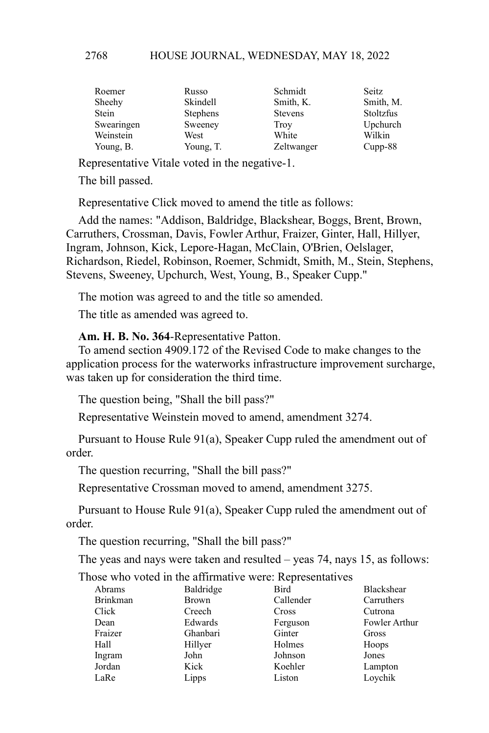| Roemer | Russo | Schmidt | Seitz |
|---|---|---|---|
| Sheehy | Skindell | Smith, K. | Smith, M. |
| Stein | Stephens | Stevens | Stoltzfus |
| Swearingen | Sweeney | Troy | Upchurch |
| Weinstein | West | White | Wilkin |
| Young, B. | Young, T. | Zeltwanger | Cupp-88 |

Representative Vitale voted in the negative-1.

The bill passed.

Representative Click moved to amend the title as follows:

Add the names: "Addison, Baldridge, Blackshear, Boggs, Brent, Brown, Carruthers, Crossman, Davis, Fowler Arthur, Fraizer, Ginter, Hall, Hillyer, Ingram, Johnson, Kick, Lepore-Hagan, McClain, O'Brien, Oelslager, Richardson, Riedel, Robinson, Roemer, Schmidt, Smith, M., Stein, Stephens, Stevens, Sweeney, Upchurch, West, Young, B., Speaker Cupp."

The motion was agreed to and the title so amended.

The title as amended was agreed to.

**Am. H. B. No. 364**-Representative Patton.

To amend section 4909.172 of the Revised Code to make changes to the application process for the waterworks infrastructure improvement surcharge, was taken up for consideration the third time.

The question being, "Shall the bill pass?"

Representative Weinstein moved to amend, amendment 3274.

Pursuant to House Rule 91(a), Speaker Cupp ruled the amendment out of order.

The question recurring, "Shall the bill pass?"

Representative Crossman moved to amend, amendment 3275.

Pursuant to House Rule 91(a), Speaker Cupp ruled the amendment out of order.

The question recurring, "Shall the bill pass?"

The yeas and nays were taken and resulted – yeas 74, nays 15, as follows:

Those who voted in the affirmative were: Representatives

| Abrams | Baldridge | Bird | Blackshear |
|---|---|---|---|
| Brinkman | Brown | Callender | Carruthers |
| Click | Creech | Cross | Cutrona |
| Dean | Edwards | Ferguson | Fowler Arthur |
| Fraizer | Ghanbari | Ginter | Gross |
| Hall | Hillyer | Holmes | Hoops |
| Ingram | John | Johnson | Jones |
| Jordan | Kick | Koehler | Lampton |
| LaRe | Lipps | Liston | Loychik |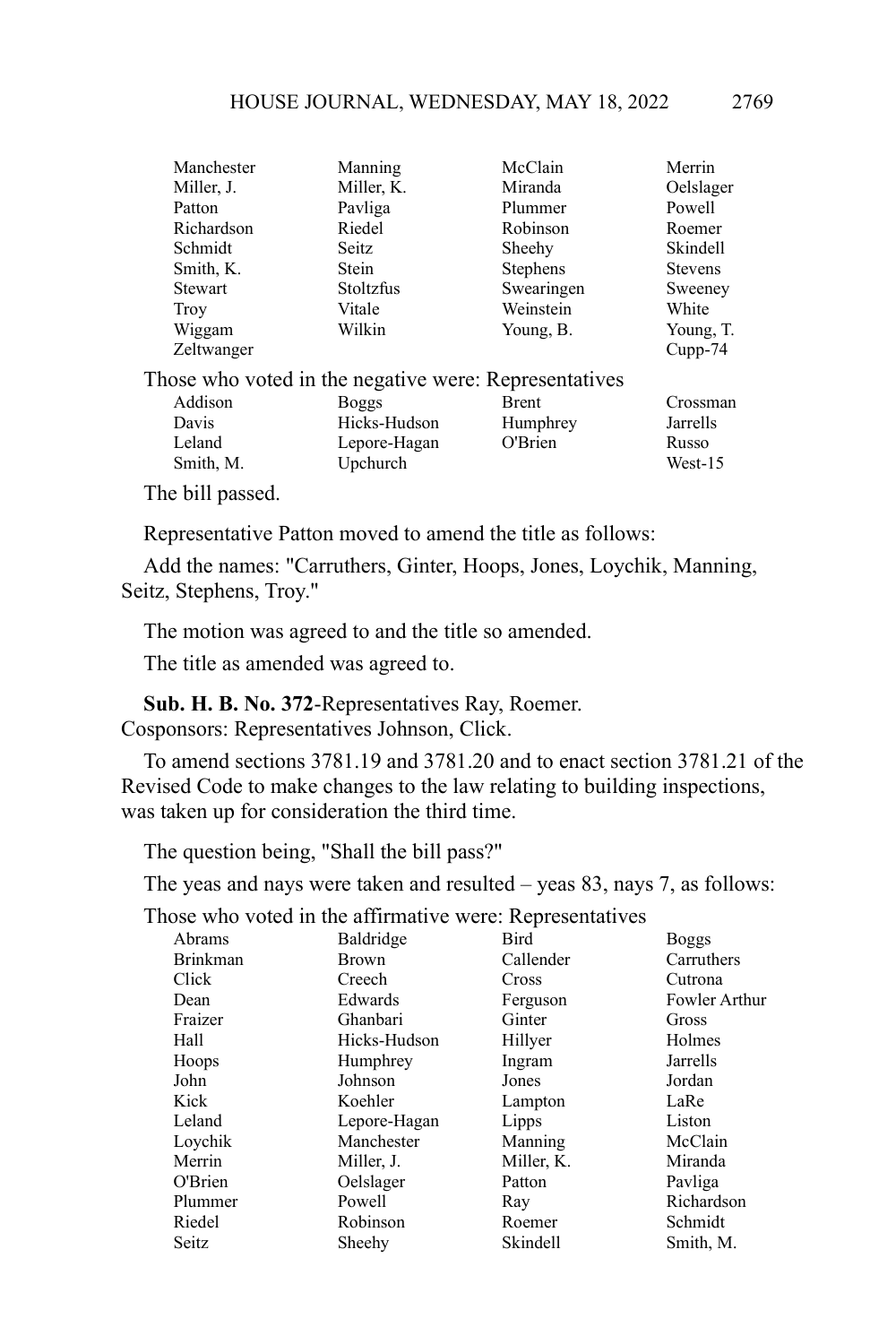| | | | |
|---|---|---|---|
| Manchester | Manning | McClain | Merrin |
| Miller, J. | Miller, K. | Miranda | Oelslager |
| Patton | Pavliga | Plummer | Powell |
| Richardson | Riedel | Robinson | Roemer |
| Schmidt | Seitz | Sheehy | Skindell |
| Smith, K. | Stein | Stephens | Stevens |
| Stewart | Stoltzfus | Swearingen | Sweeney |
| Troy | Vitale | Weinstein | White |
| Wiggam | Wilkin | Young, B. | Young, T. |
| Zeltwanger | | | Cupp-74 |

Those who voted in the negative were: Representatives

| | | | |
|---|---|---|---|
| Addison | Boggs | Brent | Crossman |
| Davis | Hicks-Hudson | Humphrey | Jarrells |
| Leland | Lepore-Hagan | O'Brien | Russo |
| Smith, M. | Upchurch | | West-15 |

The bill passed.

Representative Patton moved to amend the title as follows:

Add the names: "Carruthers, Ginter, Hoops, Jones, Loychik, Manning, Seitz, Stephens, Troy."

The motion was agreed to and the title so amended.

The title as amended was agreed to.

**Sub. H. B. No. 372**-Representatives Ray, Roemer.
Cosponsors: Representatives Johnson, Click.

To amend sections 3781.19 and 3781.20 and to enact section 3781.21 of the Revised Code to make changes to the law relating to building inspections, was taken up for consideration the third time.

The question being, "Shall the bill pass?"

The yeas and nays were taken and resulted – yeas 83, nays 7, as follows:

Those who voted in the affirmative were: Representatives

| | | | |
|---|---|---|---|
| Abrams | Baldridge | Bird | Boggs |
| Brinkman | Brown | Callender | Carruthers |
| Click | Creech | Cross | Cutrona |
| Dean | Edwards | Ferguson | Fowler Arthur |
| Fraizer | Ghanbari | Ginter | Gross |
| Hall | Hicks-Hudson | Hillyer | Holmes |
| Hoops | Humphrey | Ingram | Jarrells |
| John | Johnson | Jones | Jordan |
| Kick | Koehler | Lampton | LaRe |
| Leland | Lepore-Hagan | Lipps | Liston |
| Loychik | Manchester | Manning | McClain |
| Merrin | Miller, J. | Miller, K. | Miranda |
| O'Brien | Oelslager | Patton | Pavliga |
| Plummer | Powell | Ray | Richardson |
| Riedel | Robinson | Roemer | Schmidt |
| Seitz | Sheehy | Skindell | Smith, M. |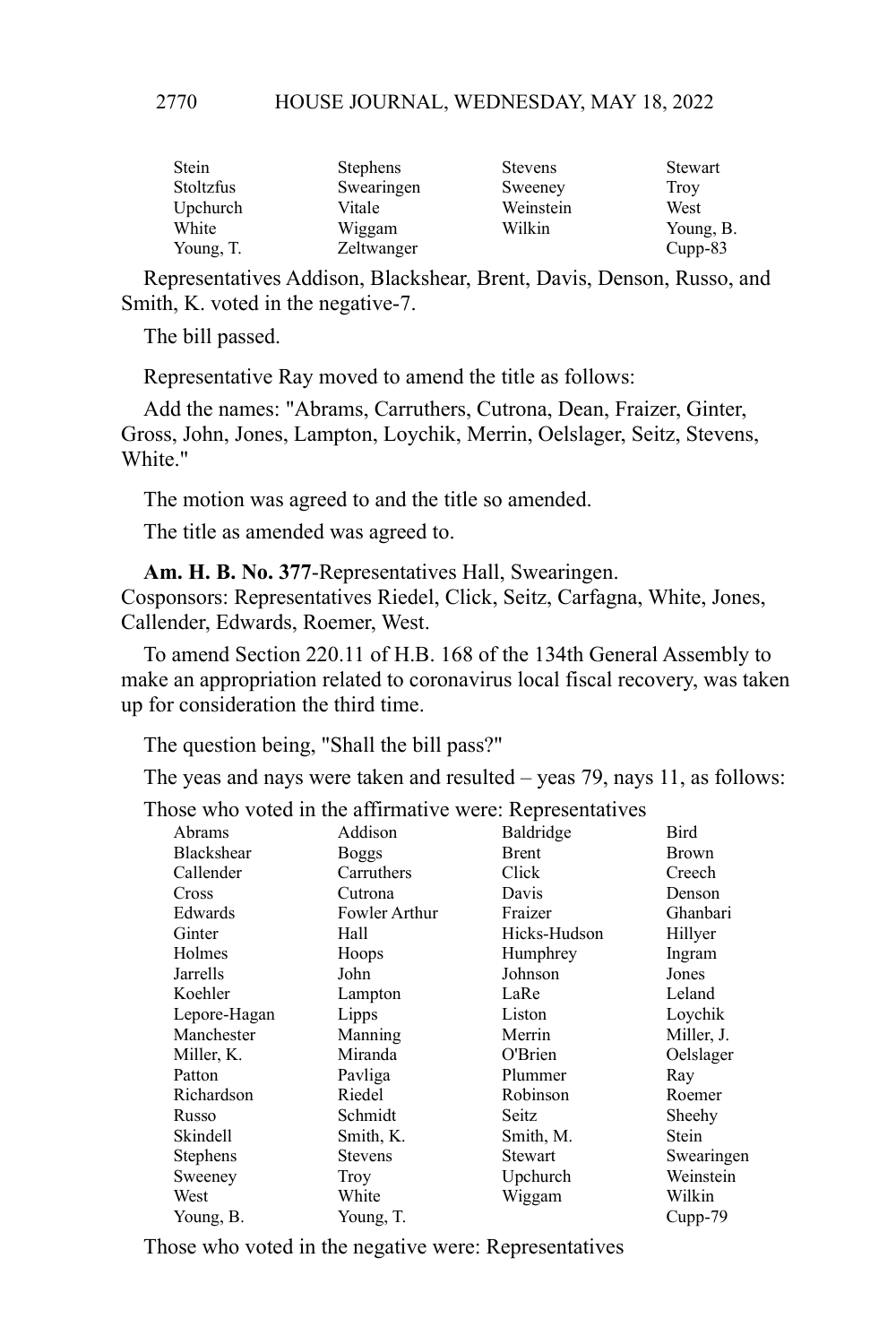| | | | |
|---|---|---|---|
| Stein | Stephens | Stevens | Stewart |
| Stoltzfus | Swearingen | Sweeney | Troy |
| Upchurch | Vitale | Weinstein | West |
| White | Wiggam | Wilkin | Young, B. |
| Young, T. | Zeltwanger | | Cupp-83 |

Representatives Addison, Blackshear, Brent, Davis, Denson, Russo, and Smith, K. voted in the negative-7.

The bill passed.

Representative Ray moved to amend the title as follows:

Add the names: "Abrams, Carruthers, Cutrona, Dean, Fraizer, Ginter, Gross, John, Jones, Lampton, Loychik, Merrin, Oelslager, Seitz, Stevens, White."

The motion was agreed to and the title so amended.

The title as amended was agreed to.

**Am. H. B. No. 377**-Representatives Hall, Swearingen.
Cosponsors: Representatives Riedel, Click, Seitz, Carfagna, White, Jones, Callender, Edwards, Roemer, West.

To amend Section 220.11 of H.B. 168 of the 134th General Assembly to make an appropriation related to coronavirus local fiscal recovery, was taken up for consideration the third time.

The question being, "Shall the bill pass?"

The yeas and nays were taken and resulted – yeas 79, nays 11, as follows:

Those who voted in the affirmative were: Representatives

| | | | |
|---|---|---|---|
| Abrams | Addison | Baldridge | Bird |
| Blackshear | Boggs | Brent | Brown |
| Callender | Carruthers | Click | Creech |
| Cross | Cutrona | Davis | Denson |
| Edwards | Fowler Arthur | Fraizer | Ghanbari |
| Ginter | Hall | Hicks-Hudson | Hillyer |
| Holmes | Hoops | Humphrey | Ingram |
| Jarrells | John | Johnson | Jones |
| Koehler | Lampton | LaRe | Leland |
| Lepore-Hagan | Lipps | Liston | Loychik |
| Manchester | Manning | Merrin | Miller, J. |
| Miller, K. | Miranda | O'Brien | Oelslager |
| Patton | Pavliga | Plummer | Ray |
| Richardson | Riedel | Robinson | Roemer |
| Russo | Schmidt | Seitz | Sheehy |
| Skindell | Smith, K. | Smith, M. | Stein |
| Stephens | Stevens | Stewart | Swearingen |
| Sweeney | Troy | Upchurch | Weinstein |
| West | White | Wiggam | Wilkin |
| Young, B. | Young, T. | | Cupp-79 |

Those who voted in the negative were: Representatives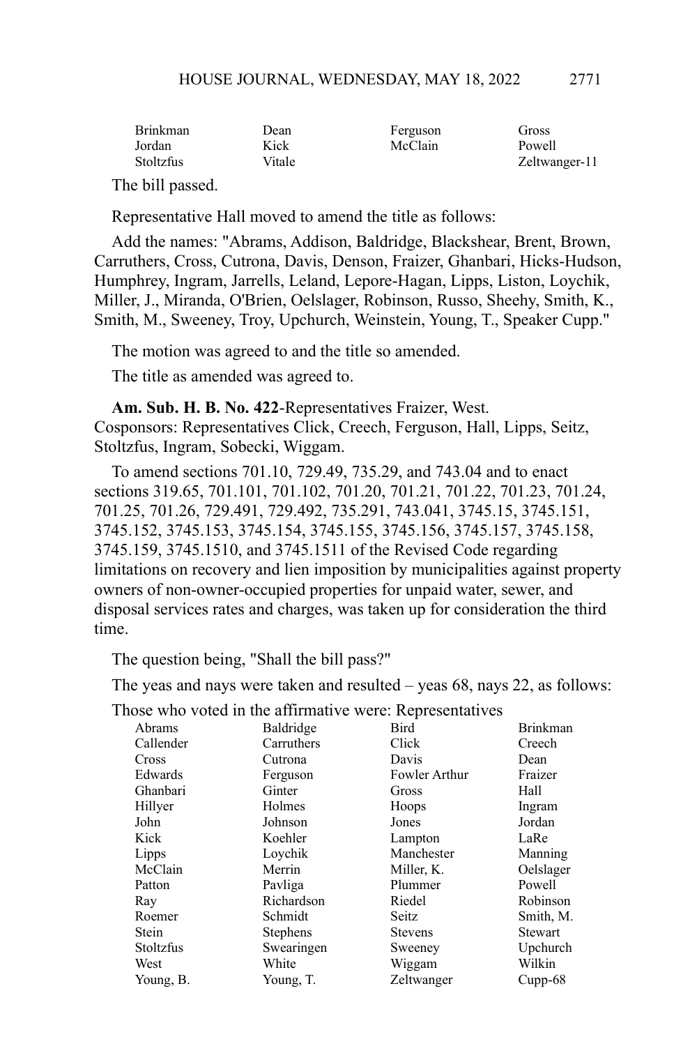| | | | |
|---|---|---|---|
| Brinkman | Dean | Ferguson | Gross |
| Jordan | Kick | McClain | Powell |
| Stoltzfus | Vitale | | Zeltwanger-11 |

The bill passed.

Representative Hall moved to amend the title as follows:

Add the names: "Abrams, Addison, Baldridge, Blackshear, Brent, Brown, Carruthers, Cross, Cutrona, Davis, Denson, Fraizer, Ghanbari, Hicks-Hudson, Humphrey, Ingram, Jarrells, Leland, Lepore-Hagan, Lipps, Liston, Loychik, Miller, J., Miranda, O'Brien, Oelslager, Robinson, Russo, Sheehy, Smith, K., Smith, M., Sweeney, Troy, Upchurch, Weinstein, Young, T., Speaker Cupp."

The motion was agreed to and the title so amended.

The title as amended was agreed to.

**Am. Sub. H. B. No. 422**-Representatives Fraizer, West. Cosponsors: Representatives Click, Creech, Ferguson, Hall, Lipps, Seitz, Stoltzfus, Ingram, Sobecki, Wiggam.

To amend sections 701.10, 729.49, 735.29, and 743.04 and to enact sections 319.65, 701.101, 701.102, 701.20, 701.21, 701.22, 701.23, 701.24, 701.25, 701.26, 729.491, 729.492, 735.291, 743.041, 3745.15, 3745.151, 3745.152, 3745.153, 3745.154, 3745.155, 3745.156, 3745.157, 3745.158, 3745.159, 3745.1510, and 3745.1511 of the Revised Code regarding limitations on recovery and lien imposition by municipalities against property owners of non-owner-occupied properties for unpaid water, sewer, and disposal services rates and charges, was taken up for consideration the third time.

The question being, "Shall the bill pass?"

The yeas and nays were taken and resulted – yeas 68, nays 22, as follows:

Those who voted in the affirmative were: Representatives

| | | | |
|---|---|---|---|
| Abrams | Baldridge | Bird | Brinkman |
| Callender | Carruthers | Click | Creech |
| Cross | Cutrona | Davis | Dean |
| Edwards | Ferguson | Fowler Arthur | Fraizer |
| Ghanbari | Ginter | Gross | Hall |
| Hillyer | Holmes | Hoops | Ingram |
| John | Johnson | Jones | Jordan |
| Kick | Koehler | Lampton | LaRe |
| Lipps | Loychik | Manchester | Manning |
| McClain | Merrin | Miller, K. | Oelslager |
| Patton | Pavliga | Plummer | Powell |
| Ray | Richardson | Riedel | Robinson |
| Roemer | Schmidt | Seitz | Smith, M. |
| Stein | Stephens | Stevens | Stewart |
| Stoltzfus | Swearingen | Sweeney | Upchurch |
| West | White | Wiggam | Wilkin |
| Young, B. | Young, T. | Zeltwanger | Cupp-68 |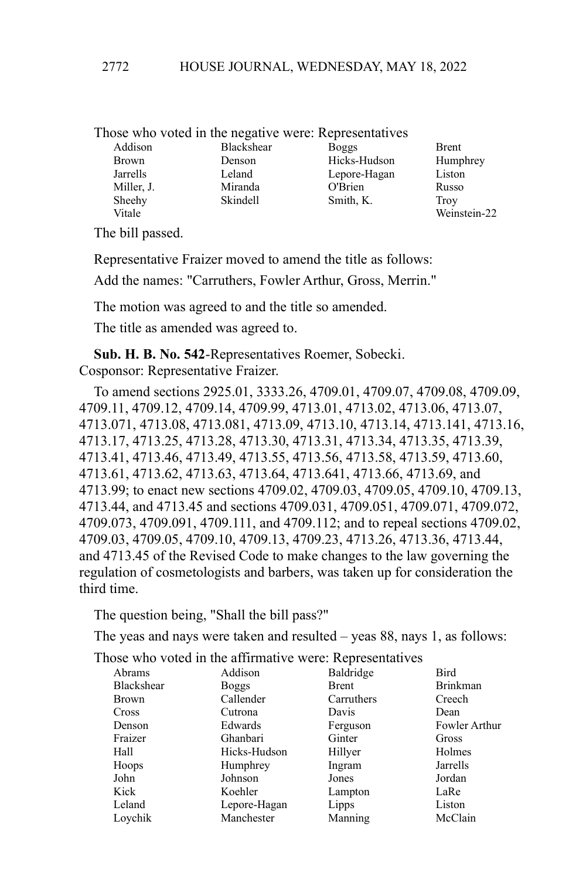Those who voted in the negative were: Representatives

| | | | |
|---|---|---|---|
| Addison | Blackshear | Boggs | Brent |
| Brown | Denson | Hicks-Hudson | Humphrey |
| Jarrells | Leland | Lepore-Hagan | Liston |
| Miller, J. | Miranda | O'Brien | Russo |
| Sheehy | Skindell | Smith, K. | Troy |
| Vitale | | | Weinstein-22 |

The bill passed.

Representative Fraizer moved to amend the title as follows:

Add the names: "Carruthers, Fowler Arthur, Gross, Merrin."

The motion was agreed to and the title so amended.

The title as amended was agreed to.

**Sub. H. B. No. 542**-Representatives Roemer, Sobecki.
Cosponsor: Representative Fraizer.

To amend sections 2925.01, 3333.26, 4709.01, 4709.07, 4709.08, 4709.09, 4709.11, 4709.12, 4709.14, 4709.99, 4713.01, 4713.02, 4713.06, 4713.07, 4713.071, 4713.08, 4713.081, 4713.09, 4713.10, 4713.14, 4713.141, 4713.16, 4713.17, 4713.25, 4713.28, 4713.30, 4713.31, 4713.34, 4713.35, 4713.39, 4713.41, 4713.46, 4713.49, 4713.55, 4713.56, 4713.58, 4713.59, 4713.60, 4713.61, 4713.62, 4713.63, 4713.64, 4713.641, 4713.66, 4713.69, and 4713.99; to enact new sections 4709.02, 4709.03, 4709.05, 4709.10, 4709.13, 4713.44, and 4713.45 and sections 4709.031, 4709.051, 4709.071, 4709.072, 4709.073, 4709.091, 4709.111, and 4709.112; and to repeal sections 4709.02, 4709.03, 4709.05, 4709.10, 4709.13, 4709.23, 4713.26, 4713.36, 4713.44, and 4713.45 of the Revised Code to make changes to the law governing the regulation of cosmetologists and barbers, was taken up for consideration the third time.

The question being, "Shall the bill pass?"

The yeas and nays were taken and resulted – yeas 88, nays 1, as follows:

Those who voted in the affirmative were: Representatives

| | | | |
|---|---|---|---|
| Abrams | Addison | Baldridge | Bird |
| Blackshear | Boggs | Brent | Brinkman |
| Brown | Callender | Carruthers | Creech |
| Cross | Cutrona | Davis | Dean |
| Denson | Edwards | Ferguson | Fowler Arthur |
| Fraizer | Ghanbari | Ginter | Gross |
| Hall | Hicks-Hudson | Hillyer | Holmes |
| Hoops | Humphrey | Ingram | Jarrells |
| John | Johnson | Jones | Jordan |
| Kick | Koehler | Lampton | LaRe |
| Leland | Lepore-Hagan | Lipps | Liston |
| Loychik | Manchester | Manning | McClain |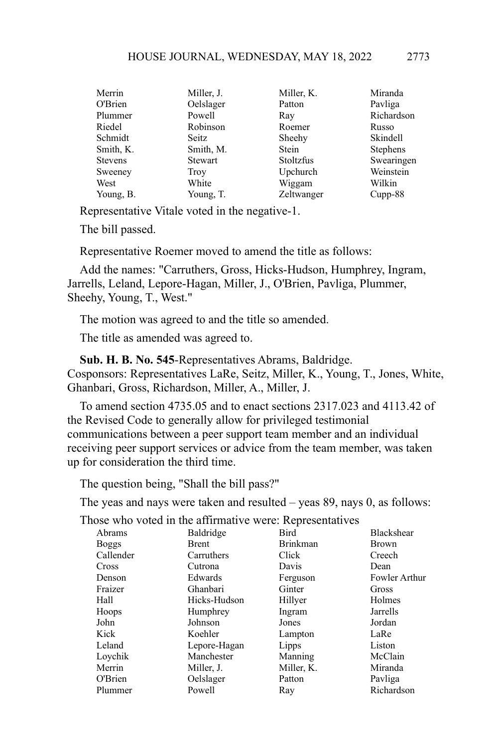| | | | |
|---|---|---|---|
| Merrin | Miller, J. | Miller, K. | Miranda |
| O'Brien | Oelslager | Patton | Pavliga |
| Plummer | Powell | Ray | Richardson |
| Riedel | Robinson | Roemer | Russo |
| Schmidt | Seitz | Sheehy | Skindell |
| Smith, K. | Smith, M. | Stein | Stephens |
| Stevens | Stewart | Stoltzfus | Swearingen |
| Sweeney | Troy | Upchurch | Weinstein |
| West | White | Wiggam | Wilkin |
| Young, B. | Young, T. | Zeltwanger | Cupp-88 |

Representative Vitale voted in the negative-1.

The bill passed.

Representative Roemer moved to amend the title as follows:

Add the names: "Carruthers, Gross, Hicks-Hudson, Humphrey, Ingram, Jarrells, Leland, Lepore-Hagan, Miller, J., O'Brien, Pavliga, Plummer, Sheehy, Young, T., West."

The motion was agreed to and the title so amended.

The title as amended was agreed to.

**Sub. H. B. No. 545**-Representatives Abrams, Baldridge. Cosponsors: Representatives LaRe, Seitz, Miller, K., Young, T., Jones, White, Ghanbari, Gross, Richardson, Miller, A., Miller, J.

To amend section 4735.05 and to enact sections 2317.023 and 4113.42 of the Revised Code to generally allow for privileged testimonial communications between a peer support team member and an individual receiving peer support services or advice from the team member, was taken up for consideration the third time.

The question being, "Shall the bill pass?"

The yeas and nays were taken and resulted – yeas 89, nays 0, as follows:

Those who voted in the affirmative were: Representatives

| | | | |
|---|---|---|---|
| Abrams | Baldridge | Bird | Blackshear |
| Boggs | Brent | Brinkman | Brown |
| Callender | Carruthers | Click | Creech |
| Cross | Cutrona | Davis | Dean |
| Denson | Edwards | Ferguson | Fowler Arthur |
| Fraizer | Ghanbari | Ginter | Gross |
| Hall | Hicks-Hudson | Hillyer | Holmes |
| Hoops | Humphrey | Ingram | Jarrells |
| John | Johnson | Jones | Jordan |
| Kick | Koehler | Lampton | LaRe |
| Leland | Lepore-Hagan | Lipps | Liston |
| Loychik | Manchester | Manning | McClain |
| Merrin | Miller, J. | Miller, K. | Miranda |
| O'Brien | Oelslager | Patton | Pavliga |
| Plummer | Powell | Ray | Richardson |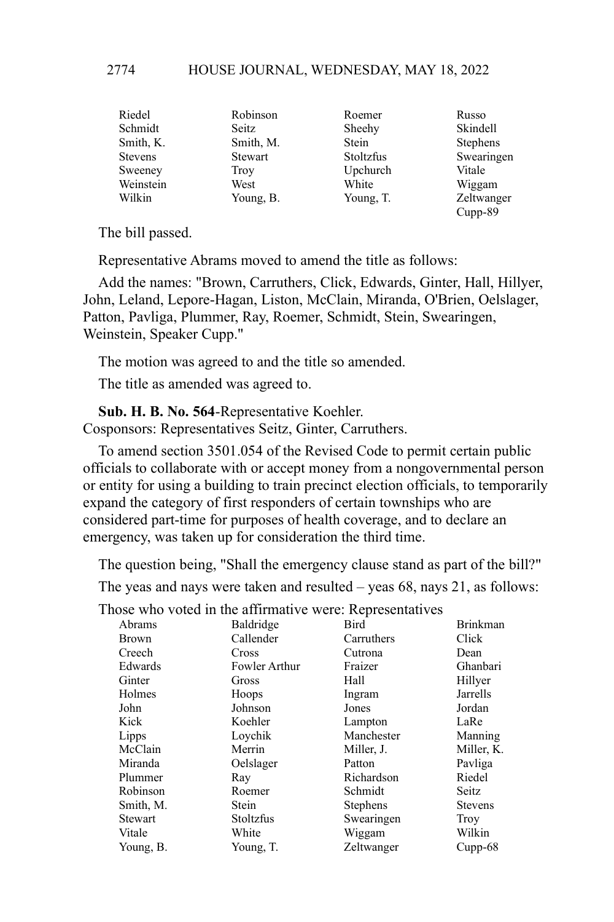| | | | |
|---|---|---|---|
| Riedel | Robinson | Roemer | Russo |
| Schmidt | Seitz | Sheehy | Skindell |
| Smith, K. | Smith, M. | Stein | Stephens |
| Stevens | Stewart | Stoltzfus | Swearingen |
| Sweeney | Troy | Upchurch | Vitale |
| Weinstein | West | White | Wiggam |
| Wilkin | Young, B. | Young, T. | Zeltwanger |
| | | | Cupp-89 |

The bill passed.

Representative Abrams moved to amend the title as follows:

Add the names: "Brown, Carruthers, Click, Edwards, Ginter, Hall, Hillyer, John, Leland, Lepore-Hagan, Liston, McClain, Miranda, O'Brien, Oelslager, Patton, Pavliga, Plummer, Ray, Roemer, Schmidt, Stein, Swearingen, Weinstein, Speaker Cupp."

The motion was agreed to and the title so amended.

The title as amended was agreed to.

**Sub. H. B. No. 564**-Representative Koehler.
Cosponsors: Representatives Seitz, Ginter, Carruthers.

To amend section 3501.054 of the Revised Code to permit certain public officials to collaborate with or accept money from a nongovernmental person or entity for using a building to train precinct election officials, to temporarily expand the category of first responders of certain townships who are considered part-time for purposes of health coverage, and to declare an emergency, was taken up for consideration the third time.

The question being, "Shall the emergency clause stand as part of the bill?"

The yeas and nays were taken and resulted – yeas 68, nays 21, as follows:

Those who voted in the affirmative were: Representatives

| | | | |
|---|---|---|---|
| Abrams | Baldridge | Bird | Brinkman |
| Brown | Callender | Carruthers | Click |
| Creech | Cross | Cutrona | Dean |
| Edwards | Fowler Arthur | Fraizer | Ghanbari |
| Ginter | Gross | Hall | Hillyer |
| Holmes | Hoops | Ingram | Jarrells |
| John | Johnson | Jones | Jordan |
| Kick | Koehler | Lampton | LaRe |
| Lipps | Loychik | Manchester | Manning |
| McClain | Merrin | Miller, J. | Miller, K. |
| Miranda | Oelslager | Patton | Pavliga |
| Plummer | Ray | Richardson | Riedel |
| Robinson | Roemer | Schmidt | Seitz |
| Smith, M. | Stein | Stephens | Stevens |
| Stewart | Stoltzfus | Swearingen | Troy |
| Vitale | White | Wiggam | Wilkin |
| Young, B. | Young, T. | Zeltwanger | Cupp-68 |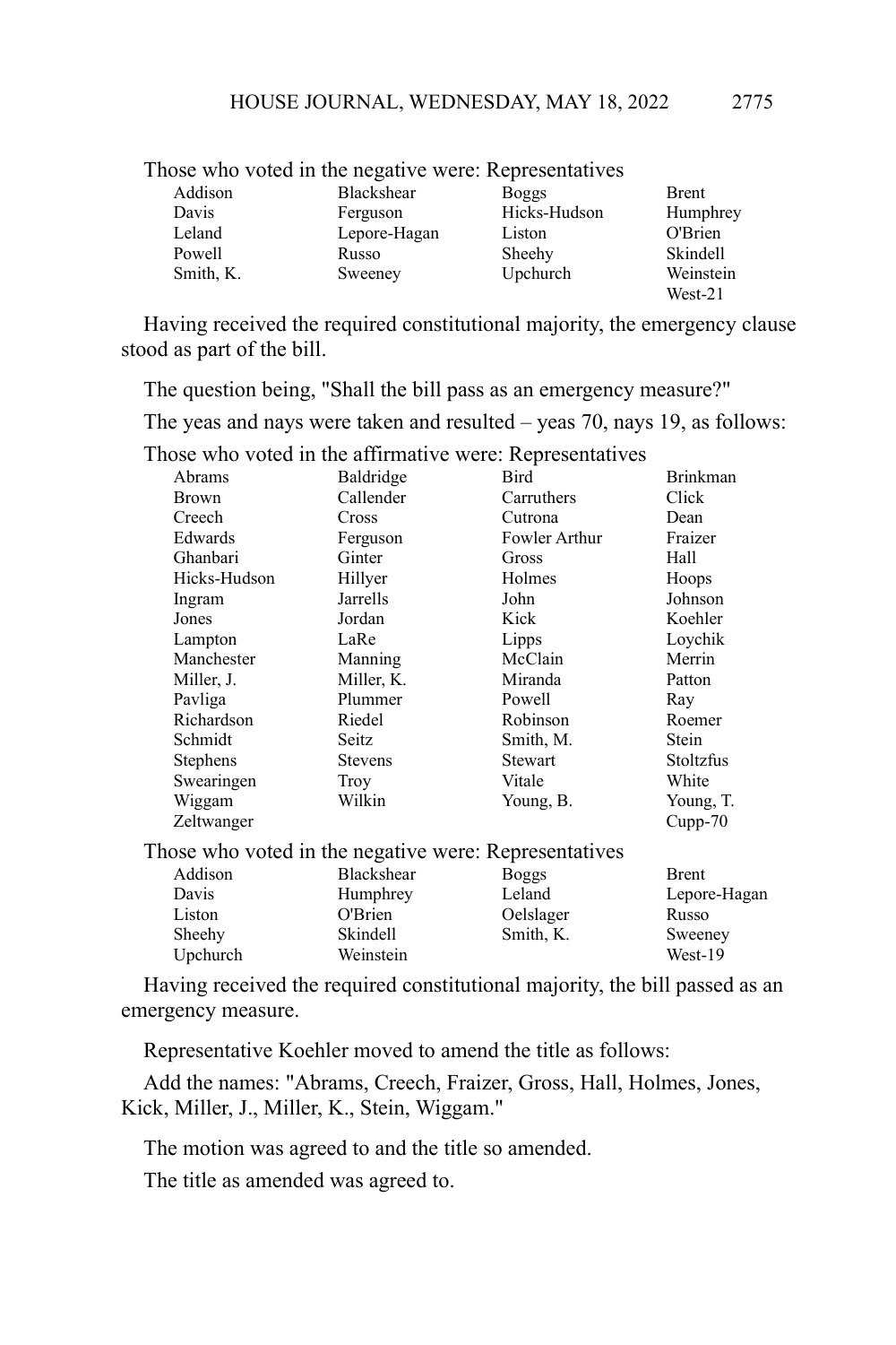Those who voted in the negative were: Representatives

| | | | |
|---|---|---|---|
| Addison | Blackshear | Boggs | Brent |
| Davis | Ferguson | Hicks-Hudson | Humphrey |
| Leland | Lepore-Hagan | Liston | O'Brien |
| Powell | Russo | Sheehy | Skindell |
| Smith, K. | Sweeney | Upchurch | Weinstein |
| | | | West-21 |

Having received the required constitutional majority, the emergency clause stood as part of the bill.

The question being, "Shall the bill pass as an emergency measure?"

The yeas and nays were taken and resulted – yeas 70, nays 19, as follows:

Those who voted in the affirmative were: Representatives

| | | | |
|---|---|---|---|
| Abrams | Baldridge | Bird | Brinkman |
| Brown | Callender | Carruthers | Click |
| Creech | Cross | Cutrona | Dean |
| Edwards | Ferguson | Fowler Arthur | Fraizer |
| Ghanbari | Ginter | Gross | Hall |
| Hicks-Hudson | Hillyer | Holmes | Hoops |
| Ingram | Jarrells | John | Johnson |
| Jones | Jordan | Kick | Koehler |
| Lampton | LaRe | Lipps | Loychik |
| Manchester | Manning | McClain | Merrin |
| Miller, J. | Miller, K. | Miranda | Patton |
| Pavliga | Plummer | Powell | Ray |
| Richardson | Riedel | Robinson | Roemer |
| Schmidt | Seitz | Smith, M. | Stein |
| Stephens | Stevens | Stewart | Stoltzfus |
| Swearingen | Troy | Vitale | White |
| Wiggam | Wilkin | Young, B. | Young, T. |
| Zeltwanger | | | Cupp-70 |

Those who voted in the negative were: Representatives

| | | | |
|---|---|---|---|
| Addison | Blackshear | Boggs | Brent |
| Davis | Humphrey | Leland | Lepore-Hagan |
| Liston | O'Brien | Oelslager | Russo |
| Sheehy | Skindell | Smith, K. | Sweeney |
| Upchurch | Weinstein | | West-19 |

Having received the required constitutional majority, the bill passed as an emergency measure.

Representative Koehler moved to amend the title as follows:

Add the names: "Abrams, Creech, Fraizer, Gross, Hall, Holmes, Jones, Kick, Miller, J., Miller, K., Stein, Wiggam."

The motion was agreed to and the title so amended.

The title as amended was agreed to.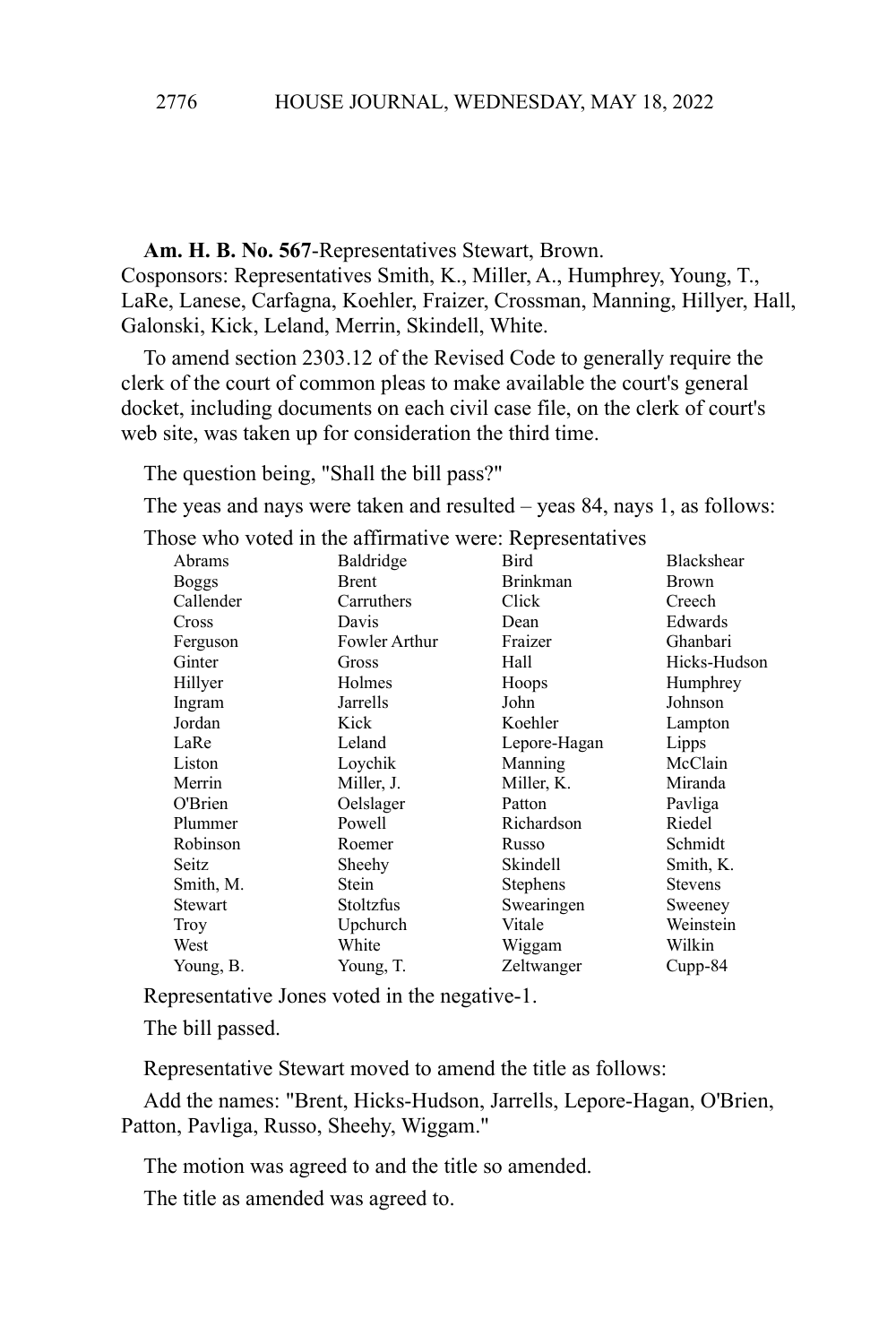**Am. H. B. No. 567**-Representatives Stewart, Brown.
Cosponsors: Representatives Smith, K., Miller, A., Humphrey, Young, T., LaRe, Lanese, Carfagna, Koehler, Fraizer, Crossman, Manning, Hillyer, Hall, Galonski, Kick, Leland, Merrin, Skindell, White.

To amend section 2303.12 of the Revised Code to generally require the clerk of the court of common pleas to make available the court's general docket, including documents on each civil case file, on the clerk of court's web site, was taken up for consideration the third time.

The question being, "Shall the bill pass?"

The yeas and nays were taken and resulted – yeas 84, nays 1, as follows:

Those who voted in the affirmative were: Representatives

| | | | |
|---|---|---|---|
| Abrams | Baldridge | Bird | Blackshear |
| Boggs | Brent | Brinkman | Brown |
| Callender | Carruthers | Click | Creech |
| Cross | Davis | Dean | Edwards |
| Ferguson | Fowler Arthur | Fraizer | Ghanbari |
| Ginter | Gross | Hall | Hicks-Hudson |
| Hillyer | Holmes | Hoops | Humphrey |
| Ingram | Jarrells | John | Johnson |
| Jordan | Kick | Koehler | Lampton |
| LaRe | Leland | Lepore-Hagan | Lipps |
| Liston | Loychik | Manning | McClain |
| Merrin | Miller, J. | Miller, K. | Miranda |
| O'Brien | Oelslager | Patton | Pavliga |
| Plummer | Powell | Richardson | Riedel |
| Robinson | Roemer | Russo | Schmidt |
| Seitz | Sheehy | Skindell | Smith, K. |
| Smith, M. | Stein | Stephens | Stevens |
| Stewart | Stoltzfus | Swearingen | Sweeney |
| Troy | Upchurch | Vitale | Weinstein |
| West | White | Wiggam | Wilkin |
| Young, B. | Young, T. | Zeltwanger | Cupp-84 |

Representative Jones voted in the negative-1.

The bill passed.

Representative Stewart moved to amend the title as follows:

Add the names: "Brent, Hicks-Hudson, Jarrells, Lepore-Hagan, O'Brien, Patton, Pavliga, Russo, Sheehy, Wiggam."

The motion was agreed to and the title so amended.

The title as amended was agreed to.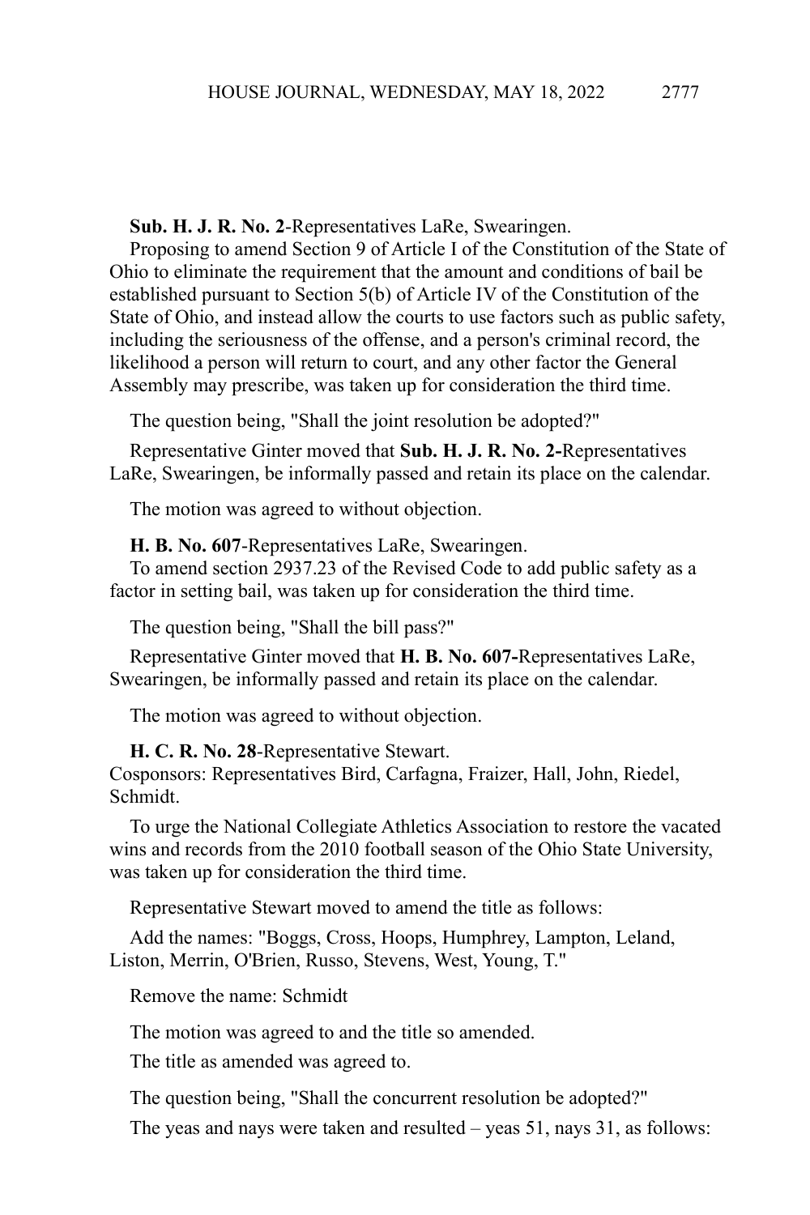**Sub. H. J. R. No. 2**-Representatives LaRe, Swearingen.

Proposing to amend Section 9 of Article I of the Constitution of the State of Ohio to eliminate the requirement that the amount and conditions of bail be established pursuant to Section 5(b) of Article IV of the Constitution of the State of Ohio, and instead allow the courts to use factors such as public safety, including the seriousness of the offense, and a person's criminal record, the likelihood a person will return to court, and any other factor the General Assembly may prescribe, was taken up for consideration the third time.

The question being, "Shall the joint resolution be adopted?"

Representative Ginter moved that **Sub. H. J. R. No. 2-**Representatives LaRe, Swearingen, be informally passed and retain its place on the calendar.

The motion was agreed to without objection.

**H. B. No. 607**-Representatives LaRe, Swearingen.

To amend section 2937.23 of the Revised Code to add public safety as a factor in setting bail, was taken up for consideration the third time.

The question being, "Shall the bill pass?"

Representative Ginter moved that **H. B. No. 607-**Representatives LaRe, Swearingen, be informally passed and retain its place on the calendar.

The motion was agreed to without objection.

**H. C. R. No. 28**-Representative Stewart.
Cosponsors: Representatives Bird, Carfagna, Fraizer, Hall, John, Riedel, Schmidt.

To urge the National Collegiate Athletics Association to restore the vacated wins and records from the 2010 football season of the Ohio State University, was taken up for consideration the third time.

Representative Stewart moved to amend the title as follows:

Add the names: "Boggs, Cross, Hoops, Humphrey, Lampton, Leland, Liston, Merrin, O'Brien, Russo, Stevens, West, Young, T."

Remove the name: Schmidt

The motion was agreed to and the title so amended.

The title as amended was agreed to.

The question being, "Shall the concurrent resolution be adopted?"

The yeas and nays were taken and resulted – yeas 51, nays 31, as follows: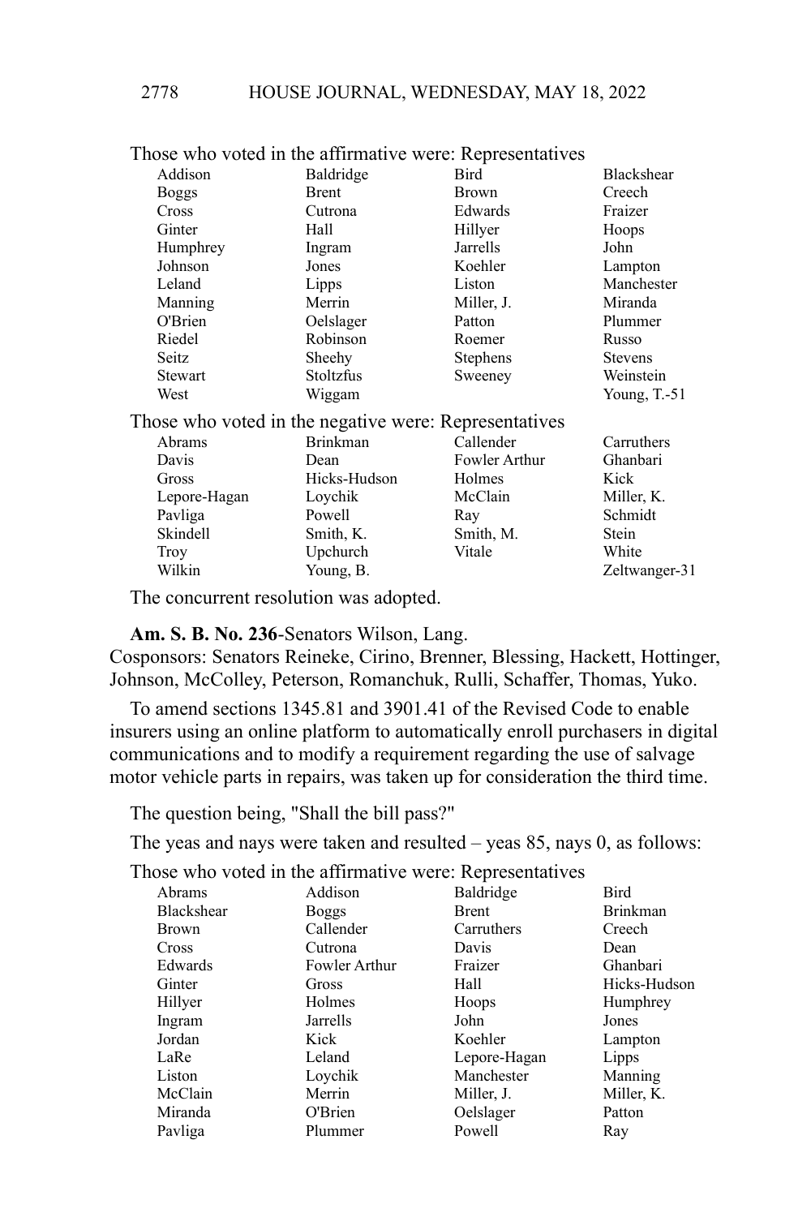Those who voted in the affirmative were: Representatives

| | | | |
|---|---|---|---|
| Addison | Baldridge | Bird | Blackshear |
| Boggs | Brent | Brown | Creech |
| Cross | Cutrona | Edwards | Fraizer |
| Ginter | Hall | Hillyer | Hoops |
| Humphrey | Ingram | Jarrells | John |
| Johnson | Jones | Koehler | Lampton |
| Leland | Lipps | Liston | Manchester |
| Manning | Merrin | Miller, J. | Miranda |
| O'Brien | Oelslager | Patton | Plummer |
| Riedel | Robinson | Roemer | Russo |
| Seitz | Sheehy | Stephens | Stevens |
| Stewart | Stoltzfus | Sweeney | Weinstein |
| West | Wiggam | | Young, T.-51 |

Those who voted in the negative were: Representatives

| | | | |
|---|---|---|---|
| Abrams | Brinkman | Callender | Carruthers |
| Davis | Dean | Fowler Arthur | Ghanbari |
| Gross | Hicks-Hudson | Holmes | Kick |
| Lepore-Hagan | Loychik | McClain | Miller, K. |
| Pavliga | Powell | Ray | Schmidt |
| Skindell | Smith, K. | Smith, M. | Stein |
| Troy | Upchurch | Vitale | White |
| Wilkin | Young, B. | | Zeltwanger-31 |

The concurrent resolution was adopted.

**Am. S. B. No. 236**-Senators Wilson, Lang.
Cosponsors: Senators Reineke, Cirino, Brenner, Blessing, Hackett, Hottinger, Johnson, McColley, Peterson, Romanchuk, Rulli, Schaffer, Thomas, Yuko.

To amend sections 1345.81 and 3901.41 of the Revised Code to enable insurers using an online platform to automatically enroll purchasers in digital communications and to modify a requirement regarding the use of salvage motor vehicle parts in repairs, was taken up for consideration the third time.

The question being, "Shall the bill pass?"

The yeas and nays were taken and resulted – yeas 85, nays 0, as follows:

Those who voted in the affirmative were: Representatives

| | | | |
|---|---|---|---|
| Abrams | Addison | Baldridge | Bird |
| Blackshear | Boggs | Brent | Brinkman |
| Brown | Callender | Carruthers | Creech |
| Cross | Cutrona | Davis | Dean |
| Edwards | Fowler Arthur | Fraizer | Ghanbari |
| Ginter | Gross | Hall | Hicks-Hudson |
| Hillyer | Holmes | Hoops | Humphrey |
| Ingram | Jarrells | John | Jones |
| Jordan | Kick | Koehler | Lampton |
| LaRe | Leland | Lepore-Hagan | Lipps |
| Liston | Loychik | Manchester | Manning |
| McClain | Merrin | Miller, J. | Miller, K. |
| Miranda | O'Brien | Oelslager | Patton |
| Pavliga | Plummer | Powell | Ray |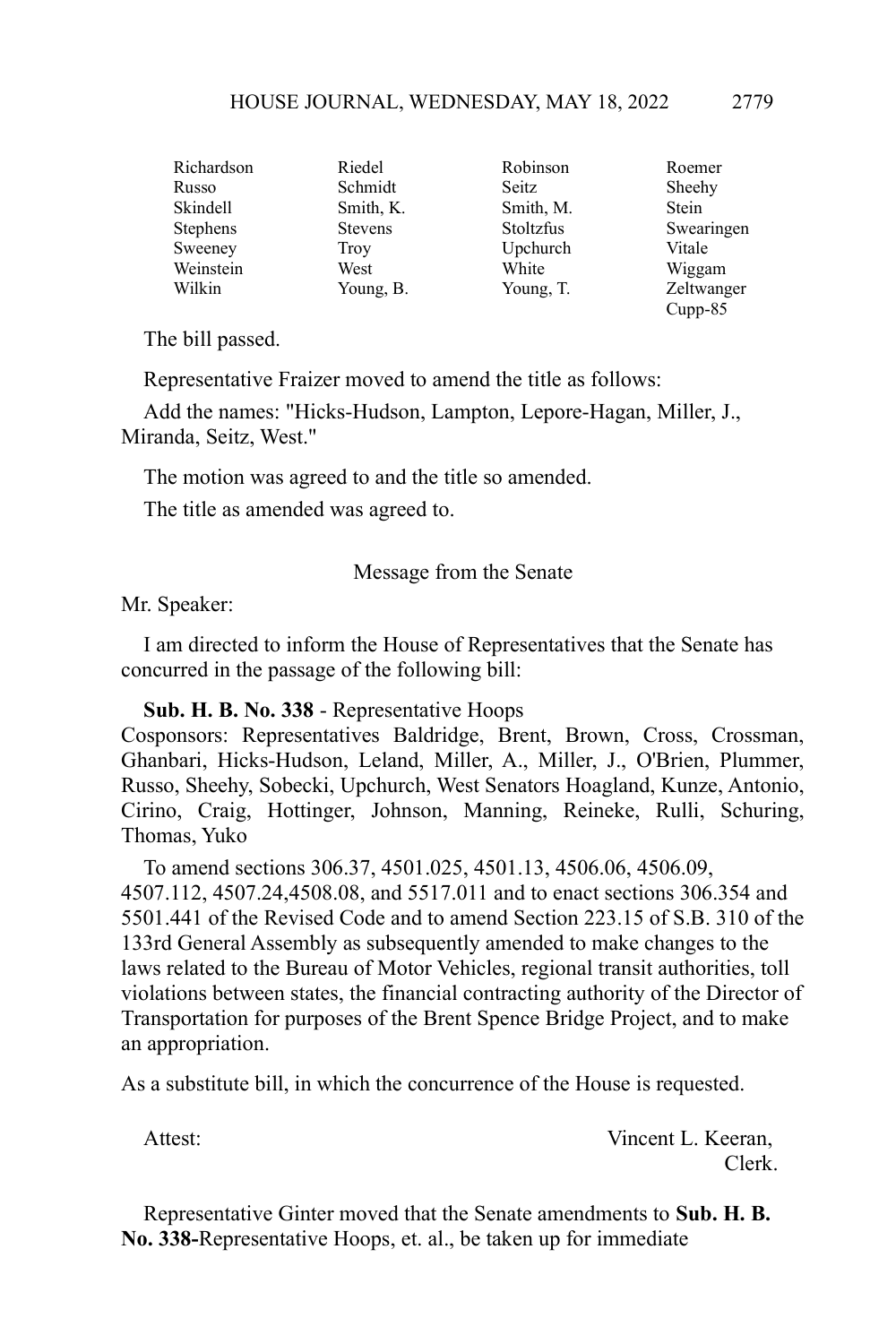| | | | |
|---|---|---|---|
| Richardson | Riedel | Robinson | Roemer |
| Russo | Schmidt | Seitz | Sheehy |
| Skindell | Smith, K. | Smith, M. | Stein |
| Stephens | Stevens | Stoltzfus | Swearingen |
| Sweeney | Troy | Upchurch | Vitale |
| Weinstein | West | White | Wiggam |
| Wilkin | Young, B. | Young, T. | Zeltwanger |
| | | | Cupp-85 |

The bill passed.

Representative Fraizer moved to amend the title as follows:

Add the names: "Hicks-Hudson, Lampton, Lepore-Hagan, Miller, J., Miranda, Seitz, West."

The motion was agreed to and the title so amended.

The title as amended was agreed to.

Message from the Senate

Mr. Speaker:

I am directed to inform the House of Representatives that the Senate has concurred in the passage of the following bill:

**Sub. H. B. No. 338** - Representative Hoops
Cosponsors: Representatives Baldridge, Brent, Brown, Cross, Crossman, Ghanbari, Hicks-Hudson, Leland, Miller, A., Miller, J., O'Brien, Plummer, Russo, Sheehy, Sobecki, Upchurch, West Senators Hoagland, Kunze, Antonio, Cirino, Craig, Hottinger, Johnson, Manning, Reineke, Rulli, Schuring, Thomas, Yuko

To amend sections 306.37, 4501.025, 4501.13, 4506.06, 4506.09, 4507.112, 4507.24,4508.08, and 5517.011 and to enact sections 306.354 and 5501.441 of the Revised Code and to amend Section 223.15 of S.B. 310 of the 133rd General Assembly as subsequently amended to make changes to the laws related to the Bureau of Motor Vehicles, regional transit authorities, toll violations between states, the financial contracting authority of the Director of Transportation for purposes of the Brent Spence Bridge Project, and to make an appropriation.

As a substitute bill, in which the concurrence of the House is requested.

Attest: Vincent L. Keeran,
Clerk.

Representative Ginter moved that the Senate amendments to **Sub. H. B. No. 338-**Representative Hoops, et. al., be taken up for immediate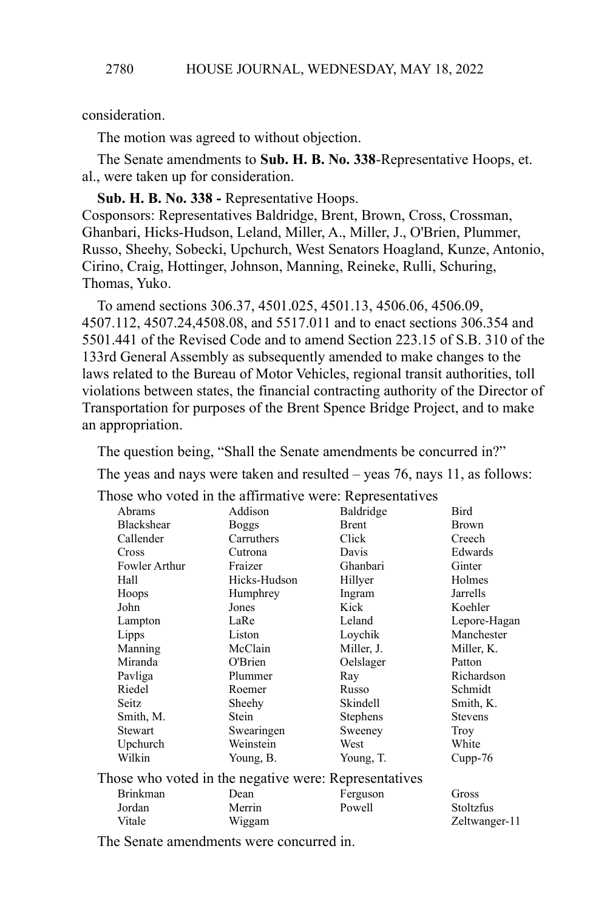consideration.

The motion was agreed to without objection.

The Senate amendments to **Sub. H. B. No. 338**-Representative Hoops, et. al., were taken up for consideration.

**Sub. H. B. No. 338 -** Representative Hoops.
Cosponsors: Representatives Baldridge, Brent, Brown, Cross, Crossman, Ghanbari, Hicks-Hudson, Leland, Miller, A., Miller, J., O'Brien, Plummer, Russo, Sheehy, Sobecki, Upchurch, West Senators Hoagland, Kunze, Antonio, Cirino, Craig, Hottinger, Johnson, Manning, Reineke, Rulli, Schuring, Thomas, Yuko.

To amend sections 306.37, 4501.025, 4501.13, 4506.06, 4506.09, 4507.112, 4507.24,4508.08, and 5517.011 and to enact sections 306.354 and 5501.441 of the Revised Code and to amend Section 223.15 of S.B. 310 of the 133rd General Assembly as subsequently amended to make changes to the laws related to the Bureau of Motor Vehicles, regional transit authorities, toll violations between states, the financial contracting authority of the Director of Transportation for purposes of the Brent Spence Bridge Project, and to make an appropriation.

The question being, "Shall the Senate amendments be concurred in?"

The yeas and nays were taken and resulted – yeas 76, nays 11, as follows:

Those who voted in the affirmative were: Representatives

| | | | |
|---|---|---|---|
| Abrams | Addison | Baldridge | Bird |
| Blackshear | Boggs | Brent | Brown |
| Callender | Carruthers | Click | Creech |
| Cross | Cutrona | Davis | Edwards |
| Fowler Arthur | Fraizer | Ghanbari | Ginter |
| Hall | Hicks-Hudson | Hillyer | Holmes |
| Hoops | Humphrey | Ingram | Jarrells |
| John | Jones | Kick | Koehler |
| Lampton | LaRe | Leland | Lepore-Hagan |
| Lipps | Liston | Loychik | Manchester |
| Manning | McClain | Miller, J. | Miller, K. |
| Miranda | O'Brien | Oelslager | Patton |
| Pavliga | Plummer | Ray | Richardson |
| Riedel | Roemer | Russo | Schmidt |
| Seitz | Sheehy | Skindell | Smith, K. |
| Smith, M. | Stein | Stephens | Stevens |
| Stewart | Swearingen | Sweeney | Troy |
| Upchurch | Weinstein | West | White |
| Wilkin | Young, B. | Young, T. | Cupp-76 |

Those who voted in the negative were: Representatives

| | | | |
|---|---|---|---|
| Brinkman | Dean | Ferguson | Gross |
| Jordan | Merrin | Powell | Stoltzfus |
| Vitale | Wiggam | | Zeltwanger-11 |

The Senate amendments were concurred in.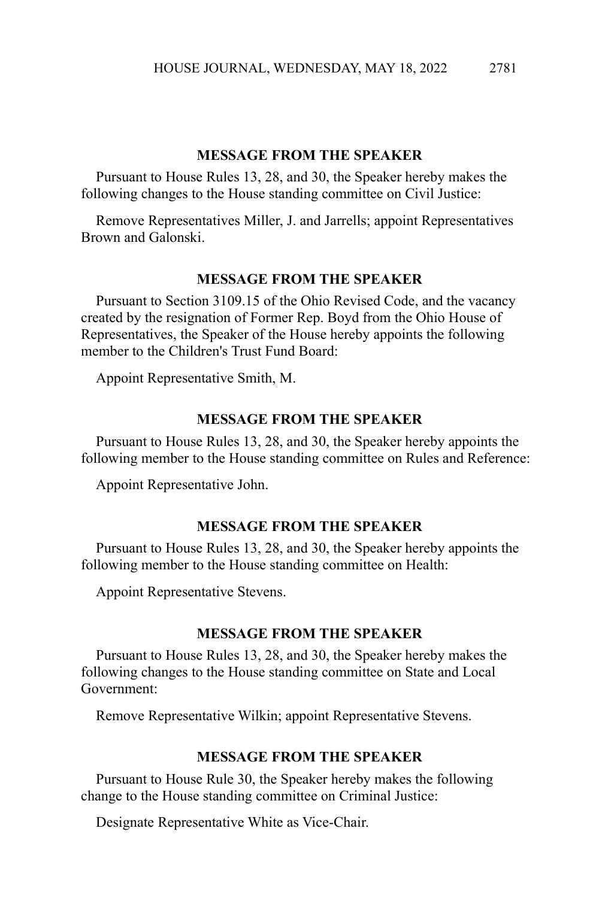**MESSAGE FROM THE SPEAKER**

Pursuant to House Rules 13, 28, and 30, the Speaker hereby makes the following changes to the House standing committee on Civil Justice:

Remove Representatives Miller, J. and Jarrells; appoint Representatives Brown and Galonski.

**MESSAGE FROM THE SPEAKER**

Pursuant to Section 3109.15 of the Ohio Revised Code, and the vacancy created by the resignation of Former Rep. Boyd from the Ohio House of Representatives, the Speaker of the House hereby appoints the following member to the Children's Trust Fund Board:

Appoint Representative Smith, M.

**MESSAGE FROM THE SPEAKER**

Pursuant to House Rules 13, 28, and 30, the Speaker hereby appoints the following member to the House standing committee on Rules and Reference:

Appoint Representative John.

**MESSAGE FROM THE SPEAKER**

Pursuant to House Rules 13, 28, and 30, the Speaker hereby appoints the following member to the House standing committee on Health:

Appoint Representative Stevens.

**MESSAGE FROM THE SPEAKER**

Pursuant to House Rules 13, 28, and 30, the Speaker hereby makes the following changes to the House standing committee on State and Local Government:

Remove Representative Wilkin; appoint Representative Stevens.

**MESSAGE FROM THE SPEAKER**

Pursuant to House Rule 30, the Speaker hereby makes the following change to the House standing committee on Criminal Justice:

Designate Representative White as Vice-Chair.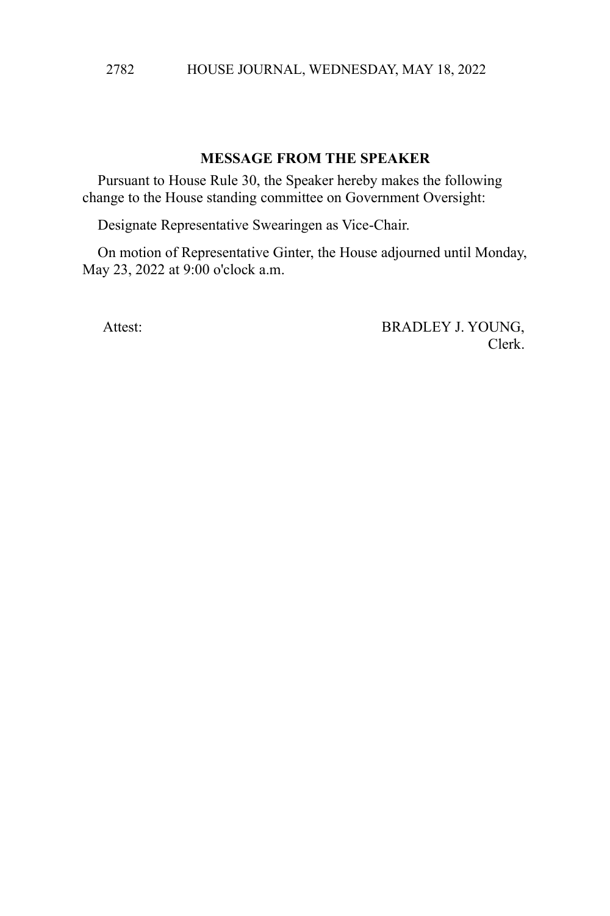## MESSAGE FROM THE SPEAKER

Pursuant to House Rule 30, the Speaker hereby makes the following change to the House standing committee on Government Oversight:

Designate Representative Swearingen as Vice-Chair.

On motion of Representative Ginter, the House adjourned until Monday, May 23, 2022 at 9:00 o'clock a.m.

Attest: BRADLEY J. YOUNG,
Clerk.